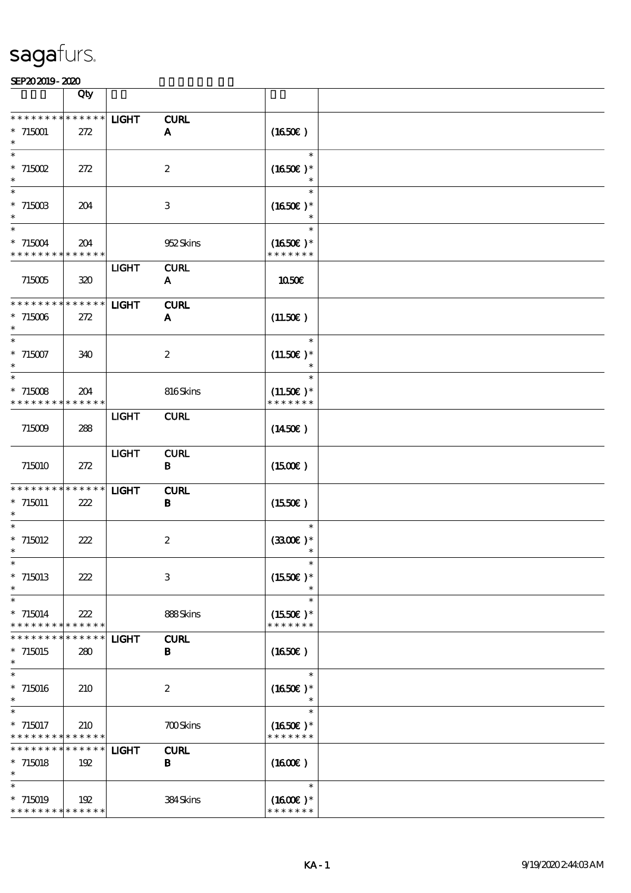sagafurs.

SEP20 2019 - 2020

| | Qty | | | | |
|---|---|---|---|---|---|
| * * * * * * * * * * * * * * | | LIGHT | CURL | | |
| * 715001 | 272 | | A | (16.50€ ) | |
| * | | | | | |
| * | | | | * | |
| * 715002 | 272 | | 2 | (16.50€ )* | |
| * | | | | * | |
| * | | | | * | |
| * 715003 | 204 | | 3 | (16.50€ )* | |
| * | | | | * | |
| * | | | | * | |
| * 715004 | 204 | | 952 Skins | (16.50€ )* | |
| * * * * * * * * * * * * * * | | | | * * * * * * * | |
| | | LIGHT | CURL | | |
| 715005 | 320 | | A | 10.50€ | |
| * * * * * * * * * * * * * * | | LIGHT | CURL | | |
| * 715006 | 272 | | A | (11.50€ ) | |
| * | | | | | |
| * | | | | * | |
| * 715007 | 340 | | 2 | (11.50€ )* | |
| * | | | | * | |
| * | | | | * | |
| * 715008 | 204 | | 816 Skins | (11.50€ )* | |
| * * * * * * * * * * * * * * | | | | * * * * * * * | |
| | | LIGHT | CURL | | |
| 715009 | 288 | | | (14.50€ ) | |
| | | LIGHT | CURL | | |
| 715010 | 272 | | B | (15.00€ ) | |
| * * * * * * * * * * * * * * | | LIGHT | CURL | | |
| * 715011 | 222 | | B | (15.50€ ) | |
| * | | | | | |
| * | | | | * | |
| * 715012 | 222 | | 2 | (33.00€ )* | |
| * | | | | * | |
| * | | | | * | |
| * 715013 | 222 | | 3 | (15.50€ )* | |
| * | | | | * | |
| * | | | | * | |
| * 715014 | 222 | | 888 Skins | (15.50€ )* | |
| * * * * * * * * * * * * * * | | | | * * * * * * * | |
| * * * * * * * * * * * * * * | | LIGHT | CURL | | |
| * 715015 | 280 | | B | (16.50€ ) | |
| * | | | | | |
| * | | | | * | |
| * 715016 | 210 | | 2 | (16.50€ )* | |
| * | | | | * | |
| * | | | | * | |
| * 715017 | 210 | | 700 Skins | (16.50€ )* | |
| * * * * * * * * * * * * * * | | | | * * * * * * * | |
| * * * * * * * * * * * * * * | | LIGHT | CURL | | |
| * 715018 | 192 | | B | (16.00€ ) | |
| * | | | | | |
| * | | | | * | |
| * 715019 | 192 | | 384 Skins | (16.00€ )* | |
| * * * * * * * * * * * * * * | | | | * * * * * * * | |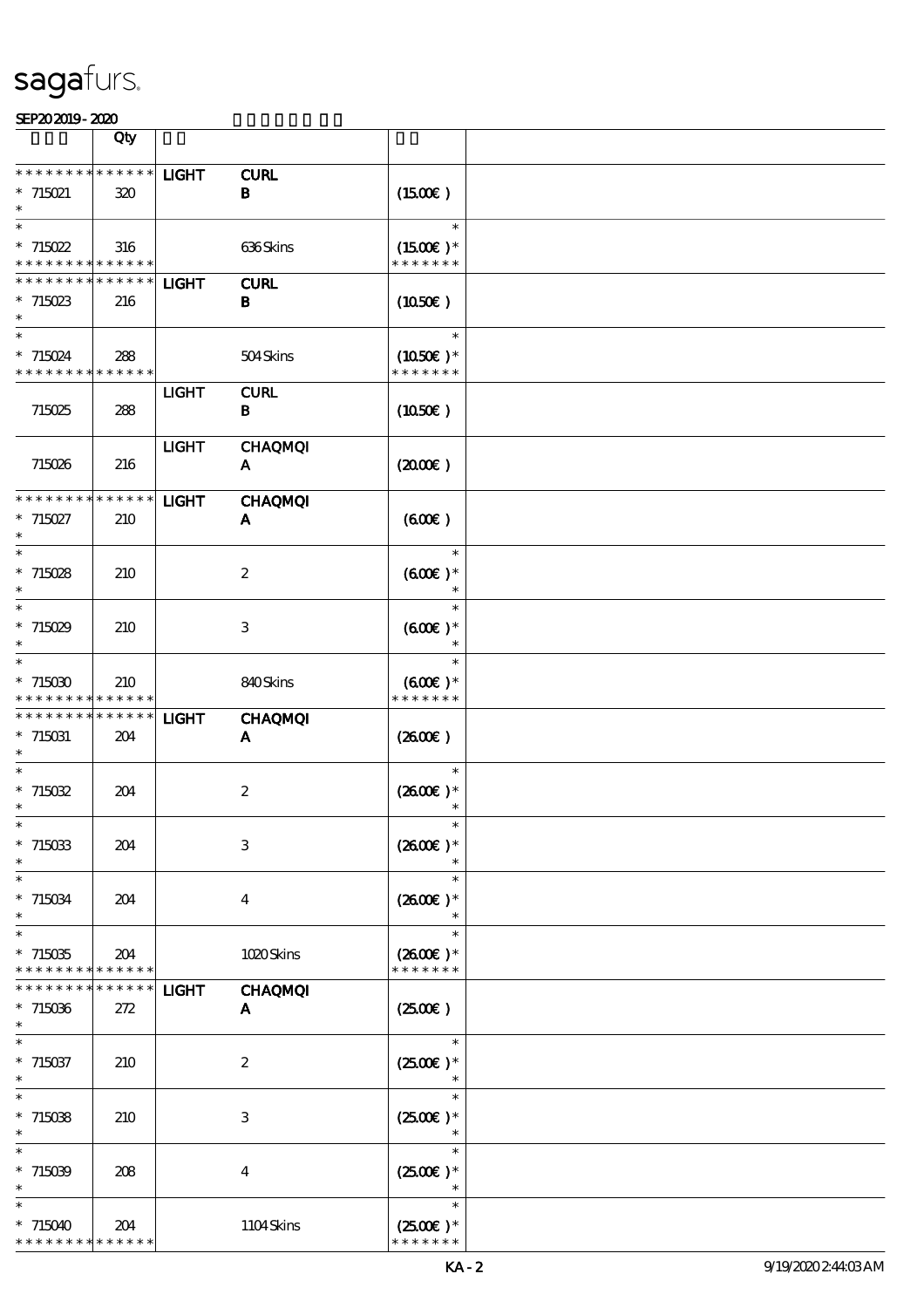| | Qty | | | | |
|---|---|---|---|---|---|
| * * * * * * * * * * * * * * | | LIGHT | CURL | | |
| * 715021 | 320 | | B | (15.00€ ) | |
| * | | | | | |
| * | | | | * | |
| * 715022 | 316 | | 636 Skins | (15.00€ )* | |
| * * * * * * * * * * * * * * | | | | * * * * * * * | |
| * * * * * * * * * * * * * * | | LIGHT | CURL | | |
| * 715023 | 216 | | B | (10.50€ ) | |
| * | | | | | |
| * | | | | * | |
| * 715024 | 288 | | 504 Skins | (10.50€ )* | |
| * * * * * * * * * * * * * * | | | | * * * * * * * | |
| | | LIGHT | CURL | | |
| 715025 | 288 | | B | (10.50€ ) | |
| | | LIGHT | CHAQMQI | | |
| 715026 | 216 | | A | (20.00€ ) | |
| * * * * * * * * * * * * * * | | LIGHT | CHAQMQI | | |
| * 715027 | 210 | | A | (6.00€ ) | |
| * | | | | | |
| * | | | | * | |
| * 715028 | 210 | | 2 | (6.00€ )* | |
| * | | | | * | |
| * | | | | * | |
| * 715029 | 210 | | 3 | (6.00€ )* | |
| * | | | | * | |
| * | | | | * | |
| * 715030 | 210 | | 840 Skins | (6.00€ )* | |
| * * * * * * * * * * * * * * | | | | * * * * * * * | |
| * * * * * * * * * * * * * * | | LIGHT | CHAQMQI | | |
| * 715031 | 204 | | A | (26.00€ ) | |
| * | | | | | |
| * | | | | * | |
| * 715032 | 204 | | 2 | (26.00€ )* | |
| * | | | | * | |
| * | | | | * | |
| * 715033 | 204 | | 3 | (26.00€ )* | |
| * | | | | * | |
| * | | | | * | |
| * 715034 | 204 | | 4 | (26.00€ )* | |
| * | | | | * | |
| * | | | | * | |
| * 715035 | 204 | | 1020 Skins | (26.00€ )* | |
| * * * * * * * * * * * * * * | | | | * * * * * * * | |
| * * * * * * * * * * * * * * | | LIGHT | CHAQMQI | | |
| * 715036 | 272 | | A | (25.00€ ) | |
| * | | | | | |
| * | | | | * | |
| * 715037 | 210 | | 2 | (25.00€ )* | |
| * | | | | * | |
| * | | | | * | |
| * 715038 | 210 | | 3 | (25.00€ )* | |
| * | | | | * | |
| * | | | | * | |
| * 715039 | 208 | | 4 | (25.00€ )* | |
| * | | | | * | |
| * | | | | * | |
| * 715040 | 204 | | 1104 Skins | (25.00€ )* | |
| * * * * * * * * * * * * * * | | | | * * * * * * * | |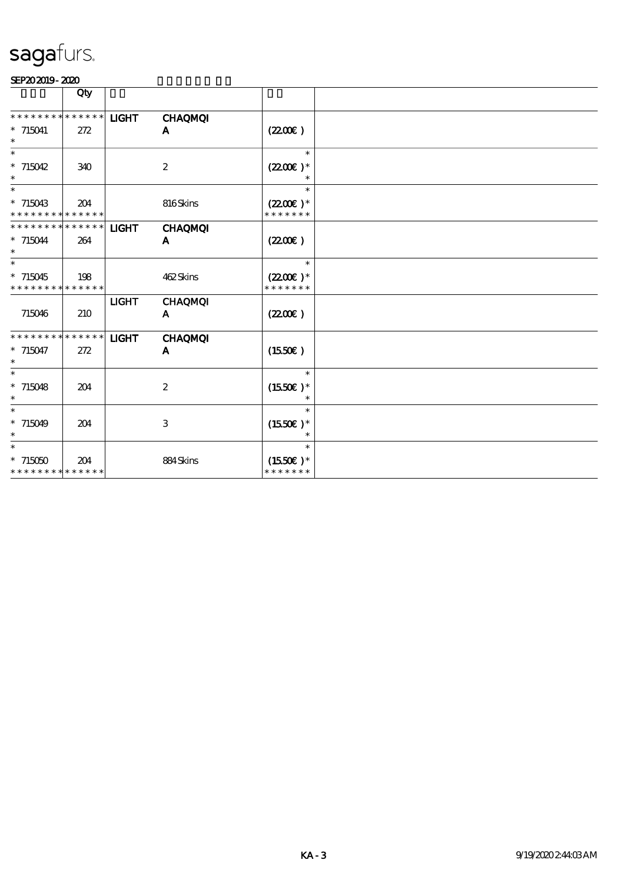sagafurs.

SEP20 2019 - 2020

| | Qty | | | | |
|---|---|---|---|---|---|
| * * * * * * * * * * * * * * | | LIGHT | CHAQMQI | | |
| * 715041 | 272 | | A | (22.00€) | |
| * | | | | | |
| * | | | | * | |
| * 715042 | 340 | | 2 | (22.00€)* | |
| * | | | | * | |
| * | | | | * | |
| * 715043 | 204 | | 816 Skins | (22.00€)* | |
| * * * * * * * * * * * * * * | | | | * * * * * * * | |
| * * * * * * * * * * * * * * | | LIGHT | CHAQMQI | | |
| * 715044 | 264 | | A | (22.00€) | |
| * | | | | | |
| * | | | | * | |
| * 715045 | 198 | | 462 Skins | (22.00€)* | |
| * * * * * * * * * * * * * * | | | | * * * * * * * | |
| | | LIGHT | CHAQMQI | | |
| 715046 | 210 | | A | (22.00€) | |
| * * * * * * * * * * * * * * | | LIGHT | CHAQMQI | | |
| * 715047 | 272 | | A | (15.50€) | |
| * | | | | | |
| * | | | | * | |
| * 715048 | 204 | | 2 | (15.50€)* | |
| * | | | | * | |
| * | | | | * | |
| * 715049 | 204 | | 3 | (15.50€)* | |
| * | | | | * | |
| * | | | | * | |
| * 715050 | 204 | | 884 Skins | (15.50€)* | |
| * * * * * * * * * * * * * * | | | | * * * * * * * | |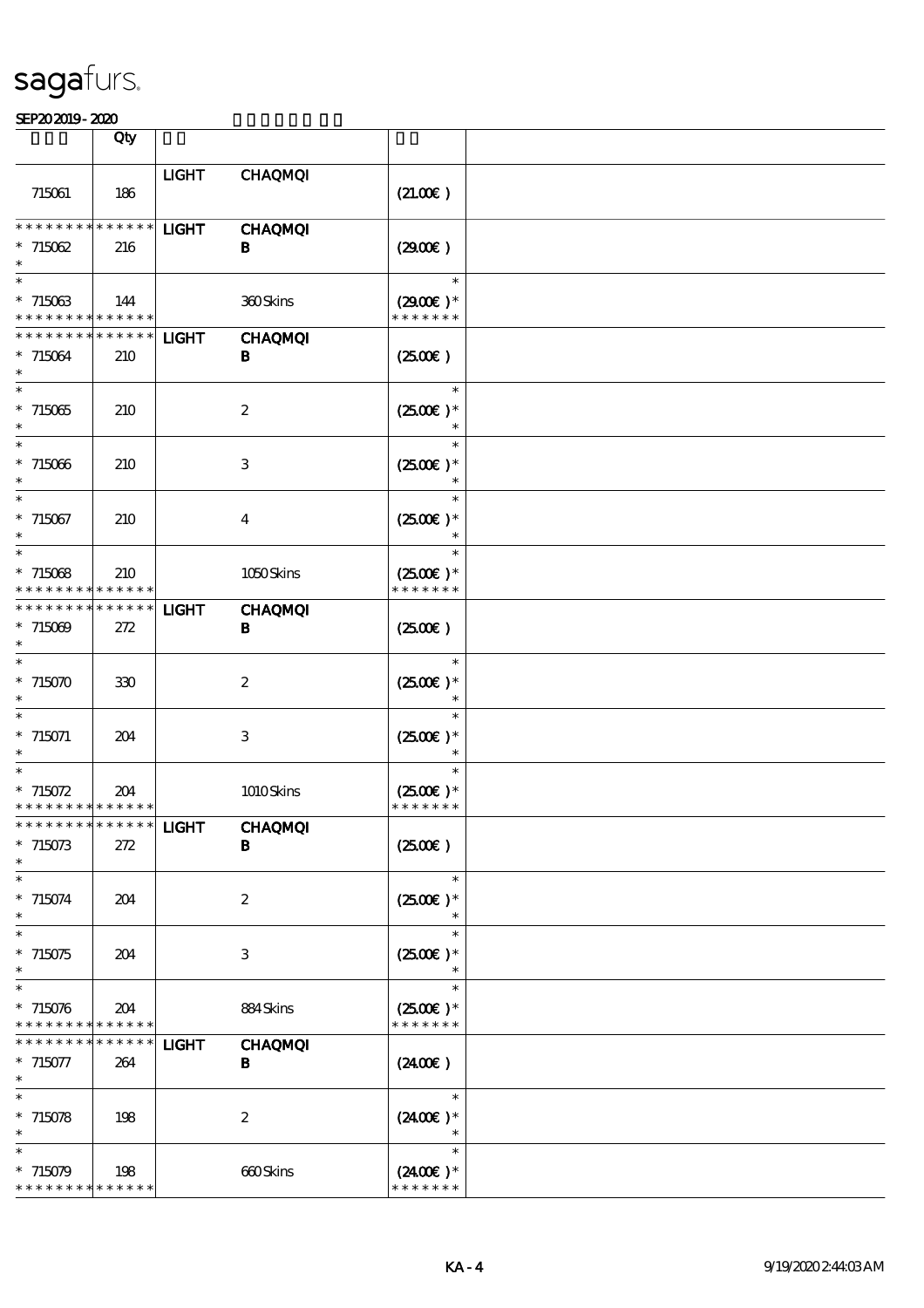sagafurs.

SEP20 2019 - 2020

| | Qty | | | | |
|---|---|---|---|---|---|
| 715061 | 186 | LIGHT | CHAQMQI | (21.00€) | |
| * * * * * * * * * * * * * * <br> * 715062 <br> * | 216 | LIGHT | CHAQMQI <br> B | (29.00€) | |
| * <br> * 715063 <br> * * * * * * * * * * * * * * | 144 | | 360 Skins | * <br> (29.00€) * <br> * * * * * * * | |
| * * * * * * * * * * * * * * <br> * 715064 <br> * | 210 | LIGHT | CHAQMQI <br> B | (25.00€) | |
| * <br> * 715065 <br> * | 210 | | 2 | * <br> (25.00€) * <br> * | |
| * <br> * 715066 <br> * | 210 | | 3 | * <br> (25.00€) * <br> * | |
| * <br> * 715067 <br> * | 210 | | 4 | * <br> (25.00€) * <br> * | |
| * <br> * 715068 <br> * * * * * * * * * * * * * * | 210 | | 1050 Skins | * <br> (25.00€) * <br> * * * * * * * | |
| * * * * * * * * * * * * * * <br> * 715069 <br> * | 272 | LIGHT | CHAQMQI <br> B | (25.00€) | |
| * <br> * 715070 <br> * | 330 | | 2 | * <br> (25.00€) * <br> * | |
| * <br> * 715071 <br> * | 204 | | 3 | * <br> (25.00€) * <br> * | |
| * <br> * 715072 <br> * * * * * * * * * * * * * * | 204 | | 1010 Skins | * <br> (25.00€) * <br> * * * * * * * | |
| * * * * * * * * * * * * * * <br> * 715073 <br> * | 272 | LIGHT | CHAQMQI <br> B | (25.00€) | |
| * <br> * 715074 <br> * | 204 | | 2 | * <br> (25.00€) * <br> * | |
| * <br> * 715075 <br> * | 204 | | 3 | * <br> (25.00€) * <br> * | |
| * <br> * 715076 <br> * * * * * * * * * * * * * * | 204 | | 884 Skins | * <br> (25.00€) * <br> * * * * * * * | |
| * * * * * * * * * * * * * * <br> * 715077 <br> * | 264 | LIGHT | CHAQMQI <br> B | (24.00€) | |
| * <br> * 715078 <br> * | 198 | | 2 | * <br> (24.00€) * <br> * | |
| * <br> * 715079 <br> * * * * * * * * * * * * * * | 198 | | 660 Skins | * <br> (24.00€) * <br> * * * * * * * | |

KA - 4 9/19/2020 2:44:03 AM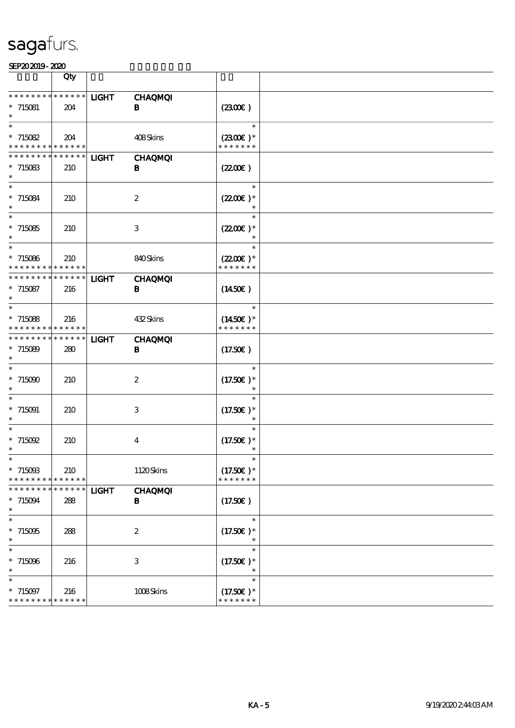sagafurs.

SEP20 2019 - 2020

| | Qty | | | | |
|---|---|---|---|---|---|
| * * * * * * * * * * * * * * | | LIGHT | CHAQMQI | | |
| * 715081 * | 204 | | B | (23.00€) | |
| * | | | | * | |
| * 715082 | 204 | | 408 Skins | (23.00€) * | |
| * * * * * * * * * * * * * * | | | | * * * * * * * | |
| * * * * * * * * * * * * * * | | LIGHT | CHAQMQI | | |
| * 715083 * | 210 | | B | (22.00€) | |
| * | | | | * | |
| * 715084 * | 210 | | 2 | (22.00€) * | |
| * | | | | * | |
| * 715085 * | 210 | | 3 | (22.00€) * | |
| * | | | | * | |
| * 715086 | 210 | | 840 Skins | (22.00€) * | |
| * * * * * * * * * * * * * * | | | | * * * * * * * | |
| * * * * * * * * * * * * * * | | LIGHT | CHAQMQI | | |
| * 715087 * | 216 | | B | (14.50€) | |
| * | | | | * | |
| * 715088 | 216 | | 432 Skins | (14.50€) * | |
| * * * * * * * * * * * * * * | | | | * * * * * * * | |
| * * * * * * * * * * * * * * | | LIGHT | CHAQMQI | | |
| * 715089 * | 280 | | B | (17.50€) | |
| * | | | | * | |
| * 715090 * | 210 | | 2 | (17.50€) * | |
| * | | | | * | |
| * 715091 * | 210 | | 3 | (17.50€) * | |
| * | | | | * | |
| * 715092 * | 210 | | 4 | (17.50€) * | |
| * | | | | * | |
| * 715093 | 210 | | 1120 Skins | (17.50€) * | |
| * * * * * * * * * * * * * * | | | | * * * * * * * | |
| * * * * * * * * * * * * * * | | LIGHT | CHAQMQI | | |
| * 715094 * | 288 | | B | (17.50€) | |
| * | | | | * | |
| * 715095 * | 288 | | 2 | (17.50€) * | |
| * | | | | * | |
| * 715096 * | 216 | | 3 | (17.50€) * | |
| * | | | | * | |
| * 715097 | 216 | | 1008 Skins | (17.50€) * | |
| * * * * * * * * * * * * * * | | | | * * * * * * * | |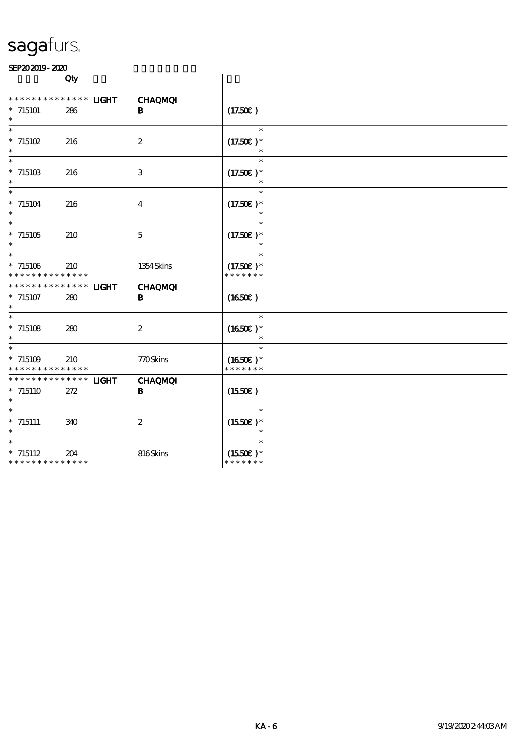sagafurs.

SEP20 2019 - 2020

| | Qty | | | | |
|---|---|---|---|---|---|
| * * * * * * * * * * * * * * | | LIGHT | CHAQMQI | | |
| * 715101 | 286 | | B | (17.50€ ) | |
| * 715102 | 216 | | 2 | (17.50€ )* | |
| * 715103 | 216 | | 3 | (17.50€ )* | |
| * 715104 | 216 | | 4 | (17.50€ )* | |
| * 715105 | 210 | | 5 | (17.50€ )* | |
| * 715106 | 210 | | 1354 Skins | (17.50€ )* | |
| * * * * * * * * * * * * * * | | LIGHT | CHAQMQI | | |
| * 715107 | 280 | | B | (16.50€ ) | |
| * 715108 | 280 | | 2 | (16.50€ )* | |
| * 715109 | 210 | | 770 Skins | (16.50€ )* | |
| * * * * * * * * * * * * * * | | LIGHT | CHAQMQI | | |
| * 715110 | 272 | | B | (15.50€ ) | |
| * 715111 | 340 | | 2 | (15.50€ )* | |
| * 715112 | 204 | | 816 Skins | (15.50€ )* | |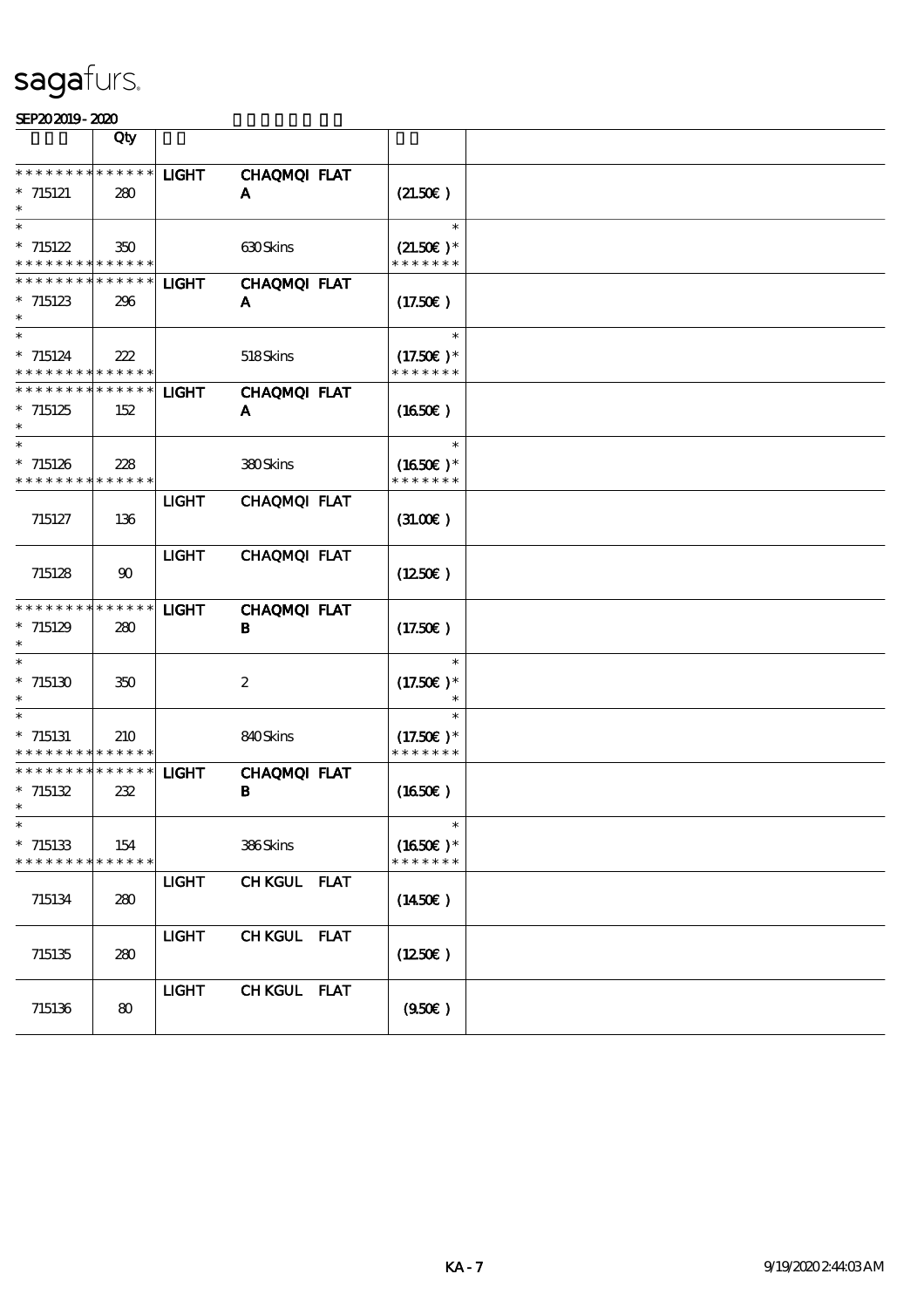# sagafurs.

SEP20 2019 - 2020

| | Qty | | | |
|---|---|---|---|---|
| * * * * * * * * * * * * * * | | LIGHT | CHAQMQI FLAT | |
| * 715121 | 280 | | A | (21.50€ ) |
| * | | | | |
| * | | | | * |
| * 715122 | 350 | | 630 Skins | (21.50€ )* |
| * * * * * * * * * * * * * * | | | | * * * * * * * |
| * * * * * * * * * * * * * * | | LIGHT | CHAQMQI FLAT | |
| * 715123 | 296 | | A | (17.50€ ) |
| * | | | | |
| * | | | | * |
| * 715124 | 222 | | 518 Skins | (17.50€ )* |
| * * * * * * * * * * * * * * | | | | * * * * * * * |
| * * * * * * * * * * * * * * | | LIGHT | CHAQMQI FLAT | |
| * 715125 | 152 | | A | (16.50€ ) |
| * | | | | |
| * | | | | * |
| * 715126 | 228 | | 380 Skins | (16.50€ )* |
| * * * * * * * * * * * * * * | | | | * * * * * * * |
| | | LIGHT | CHAQMQI FLAT | |
| 715127 | 136 | | | (31.00€ ) |
| | | LIGHT | CHAQMQI FLAT | |
| 715128 | 90 | | | (12.50€ ) |
| * * * * * * * * * * * * * * | | LIGHT | CHAQMQI FLAT | |
| * 715129 | 280 | | B | (17.50€ ) |
| * | | | | |
| * | | | | * |
| * 715130 | 350 | | 2 | (17.50€ )* |
| * | | | | * |
| * | | | | * |
| * 715131 | 210 | | 840 Skins | (17.50€ )* |
| * * * * * * * * * * * * * * | | | | * * * * * * * |
| * * * * * * * * * * * * * * | | LIGHT | CHAQMQI FLAT | |
| * 715132 | 232 | | B | (16.50€ ) |
| * | | | | |
| * | | | | * |
| * 715133 | 154 | | 386 Skins | (16.50€ )* |
| * * * * * * * * * * * * * * | | | | * * * * * * * |
| | | LIGHT | CH KGUL FLAT | |
| 715134 | 280 | | | (14.50€ ) |
| | | LIGHT | CH KGUL FLAT | |
| 715135 | 280 | | | (12.50€ ) |
| | | LIGHT | CH KGUL FLAT | |
| 715136 | 80 | | | (9.50€ ) |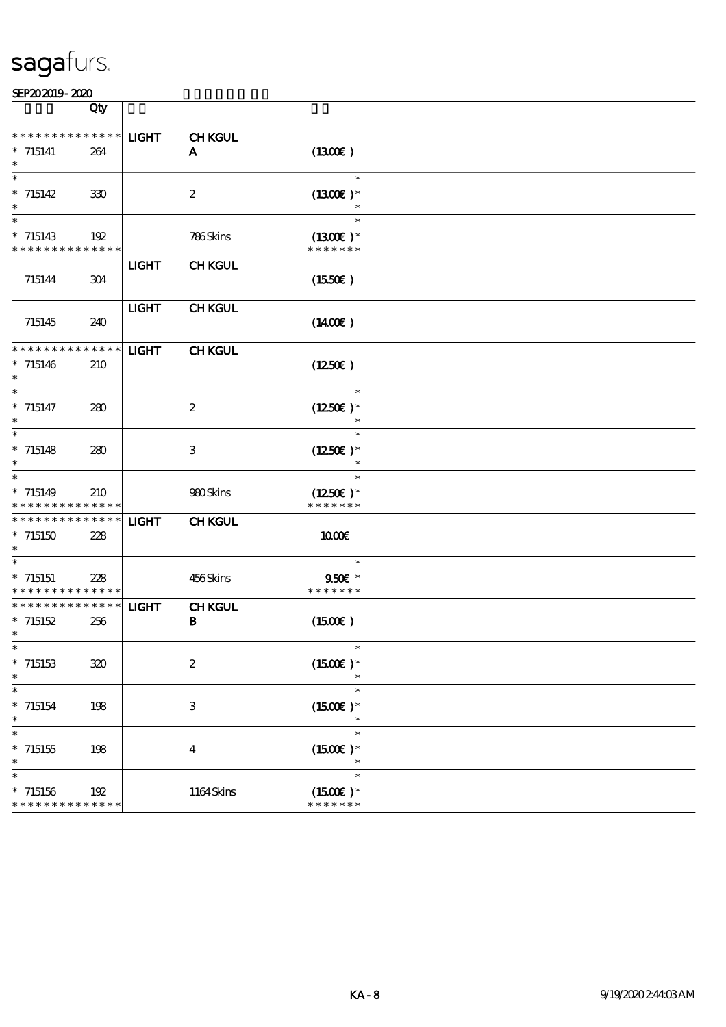sagafurs.

SEP20 2019 - 2020

| | Qty | | | | |
|---|---|---|---|---|---|
| * * * * * * * * * * * * * * | | LIGHT | CH KGUL | | |
| * 715141 | 264 | | A | (13.00€) | |
| * | | | | | |
| * | | | | * | |
| * 715142 | 330 | | 2 | (13.00€) * | |
| * | | | | * | |
| * | | | | * | |
| * 715143 | 192 | | 786 Skins | (13.00€) * | |
| * * * * * * * * * * * * * * | | | | * * * * * * * | |
| | | LIGHT | CH KGUL | | |
| 715144 | 304 | | | (15.50€) | |
| | | LIGHT | CH KGUL | | |
| 715145 | 240 | | | (14.00€) | |
| * * * * * * * * * * * * * * | | LIGHT | CH KGUL | | |
| * 715146 | 210 | | | (12.50€) | |
| * | | | | | |
| * | | | | * | |
| * 715147 | 280 | | 2 | (12.50€) * | |
| * | | | | * | |
| * | | | | * | |
| * 715148 | 280 | | 3 | (12.50€) * | |
| * | | | | * | |
| * | | | | * | |
| * 715149 | 210 | | 980 Skins | (12.50€) * | |
| * * * * * * * * * * * * * * | | | | * * * * * * * | |
| * * * * * * * * * * * * * * | | LIGHT | CH KGUL | | |
| * 715150 | 228 | | | 10.00€ | |
| * | | | | | |
| * | | | | * | |
| * 715151 | 228 | | 456 Skins | 9.50€ * | |
| * * * * * * * * * * * * * * | | | | * * * * * * * | |
| * * * * * * * * * * * * * * | | LIGHT | CH KGUL | | |
| * 715152 | 256 | | B | (15.00€) | |
| * | | | | | |
| * | | | | * | |
| * 715153 | 320 | | 2 | (15.00€) * | |
| * | | | | * | |
| * | | | | * | |
| * 715154 | 198 | | 3 | (15.00€) * | |
| * | | | | * | |
| * | | | | * | |
| * 715155 | 198 | | 4 | (15.00€) * | |
| * | | | | * | |
| * | | | | * | |
| * 715156 | 192 | | 1164 Skins | (15.00€) * | |
| * * * * * * * * * * * * * * | | | | * * * * * * * | |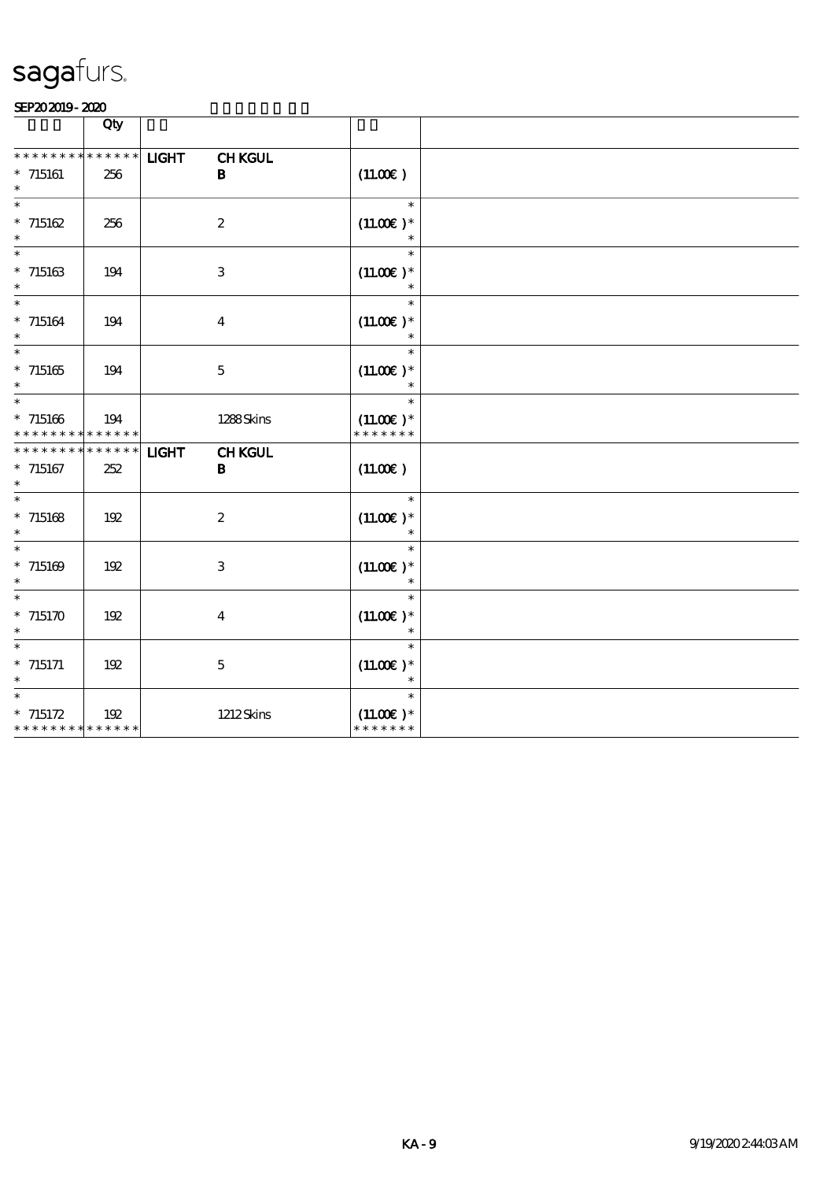# sagafurs.

SEP20 2019 - 2020

| | Qty | | | | |
|---|---|---|---|---|---|
| * * * * * * * * * * * * * * | | LIGHT | CH KGUL | | |
| * 715161 | 256 | | B | (11.00€ ) | |
| * 715162 | 256 | | 2 | (11.00€ )* | |
| * 715163 | 194 | | 3 | (11.00€ )* | |
| * 715164 | 194 | | 4 | (11.00€ )* | |
| * 715165 | 194 | | 5 | (11.00€ )* | |
| * 715166 | 194 | | 1288 Skins | (11.00€ )* | |
| * * * * * * * * * * * * * * | | | | * * * * * * * | |
| * * * * * * * * * * * * * * | | LIGHT | CH KGUL | | |
| * 715167 | 252 | | B | (11.00€ ) | |
| * 715168 | 192 | | 2 | (11.00€ )* | |
| * 715169 | 192 | | 3 | (11.00€ )* | |
| * 715170 | 192 | | 4 | (11.00€ )* | |
| * 715171 | 192 | | 5 | (11.00€ )* | |
| * 715172 | 192 | | 1212 Skins | (11.00€ )* | |
| * * * * * * * * * * * * * * | | | | * * * * * * * | |

KA - 9 9/19/2020 2:44:03 AM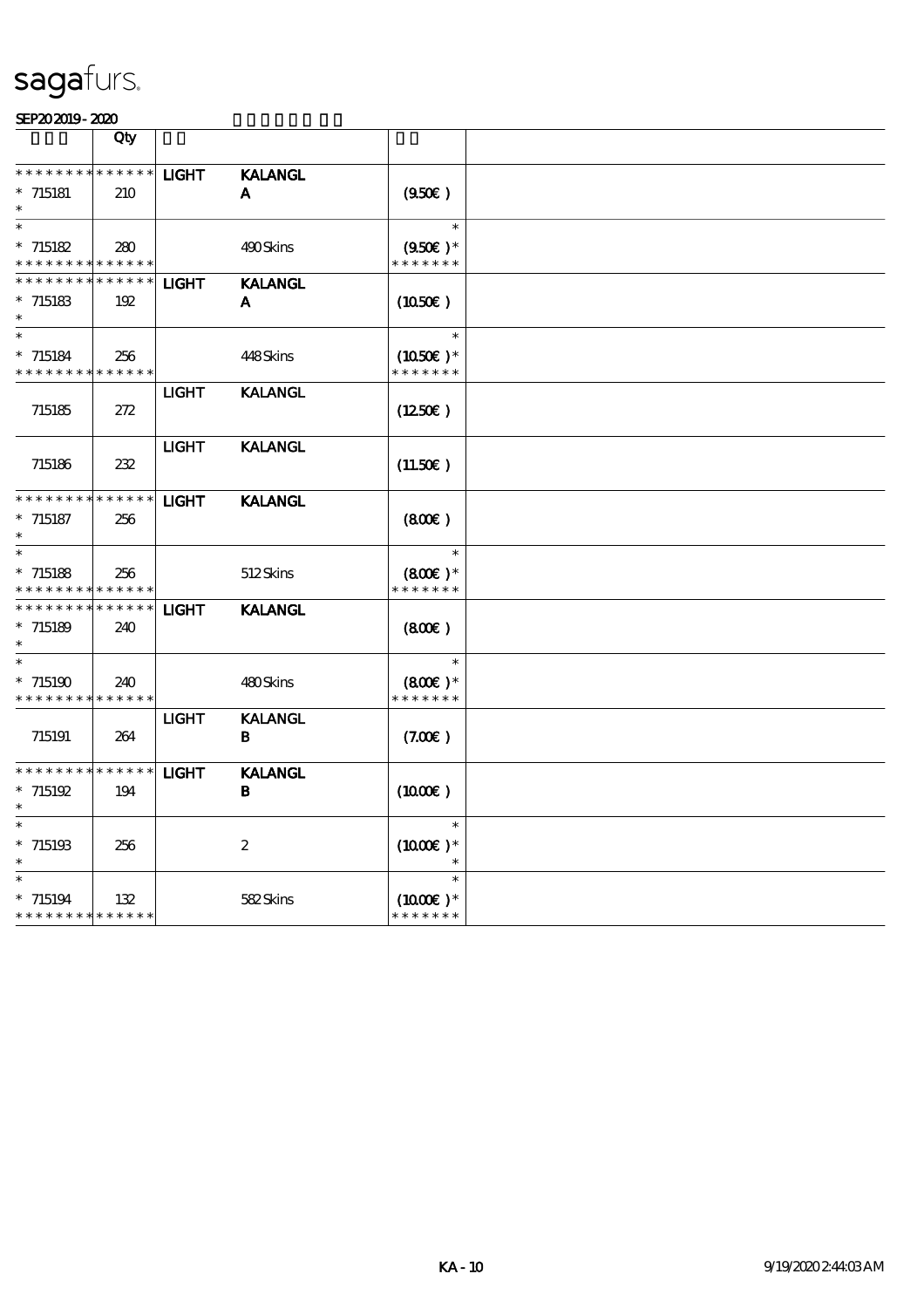sagafurs.

SEP20 2019 - 2020

| | Qty | | | | |
|---|---|---|---|---|---|
| * * * * * * * * * * * * * * | | LIGHT | KALANGL | | |
| * 715181 | 210 | | A | (9.50€ ) | |
| * | | | | | |
| * | | | | * | |
| * 715182 | 280 | | 490 Skins | (9.50€ )* | |
| * * * * * * * * * * * * * * | | | | * * * * * * * | |
| * * * * * * * * * * * * * * | | LIGHT | KALANGL | | |
| * 715183 | 192 | | A | (10.50€ ) | |
| * | | | | | |
| * | | | | * | |
| * 715184 | 256 | | 448 Skins | (10.50€ )* | |
| * * * * * * * * * * * * * * | | | | * * * * * * * | |
| | | LIGHT | KALANGL | | |
| 715185 | 272 | | | (12.50€ ) | |
| | | LIGHT | KALANGL | | |
| 715186 | 232 | | | (11.50€ ) | |
| * * * * * * * * * * * * * * | | LIGHT | KALANGL | | |
| * 715187 | 256 | | | (8.00€ ) | |
| * | | | | | |
| * | | | | * | |
| * 715188 | 256 | | 512 Skins | (8.00€ )* | |
| * * * * * * * * * * * * * * | | | | * * * * * * * | |
| * * * * * * * * * * * * * * | | LIGHT | KALANGL | | |
| * 715189 | 240 | | | (8.00€ ) | |
| * | | | | | |
| * | | | | * | |
| * 715190 | 240 | | 480 Skins | (8.00€ )* | |
| * * * * * * * * * * * * * * | | | | * * * * * * * | |
| | | LIGHT | KALANGL | | |
| 715191 | 264 | | B | (7.00€ ) | |
| * * * * * * * * * * * * * * | | LIGHT | KALANGL | | |
| * 715192 | 194 | | B | (10.00€ ) | |
| * | | | | | |
| * | | | | * | |
| * 715193 | 256 | | 2 | (10.00€ )* | |
| * | | | | * | |
| * | | | | * | |
| * 715194 | 132 | | 582 Skins | (10.00€ )* | |
| * * * * * * * * * * * * * * | | | | * * * * * * * | |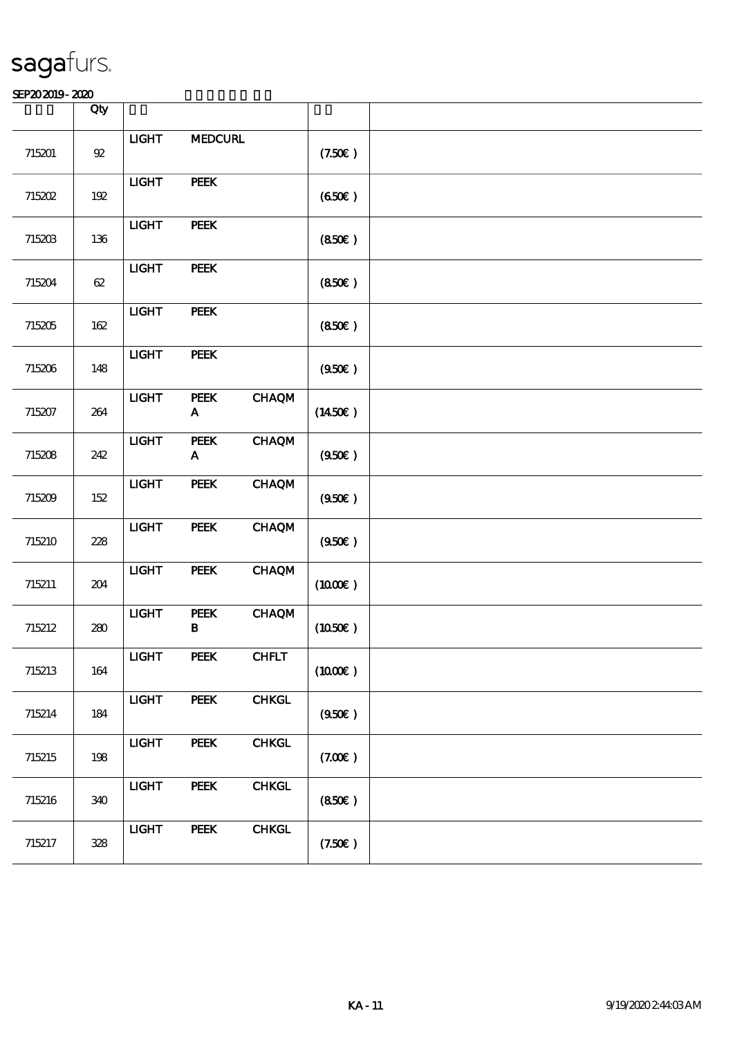# sagafurs.

SEP20 2019 - 2020

| | Qty | | | | | |
|---|---|---|---|---|---|---|
| 715201 | 92 | LIGHT | MEDCURL | | (7.50€ ) | |
| 715202 | 192 | LIGHT | PEEK | | (6.50€ ) | |
| 715203 | 136 | LIGHT | PEEK | | (8.50€ ) | |
| 715204 | 62 | LIGHT | PEEK | | (8.50€ ) | |
| 715205 | 162 | LIGHT | PEEK | | (8.50€ ) | |
| 715206 | 148 | LIGHT | PEEK | | (9.50€ ) | |
| 715207 | 264 | LIGHT | PEEK A | CHAQM | (14.50€ ) | |
| 715208 | 242 | LIGHT | PEEK A | CHAQM | (9.50€ ) | |
| 715209 | 152 | LIGHT | PEEK | CHAQM | (9.50€ ) | |
| 715210 | 228 | LIGHT | PEEK | CHAQM | (9.50€ ) | |
| 715211 | 204 | LIGHT | PEEK | CHAQM | (10.00€ ) | |
| 715212 | 280 | LIGHT | PEEK B | CHAQM | (10.50€ ) | |
| 715213 | 164 | LIGHT | PEEK | CHFLT | (10.00€ ) | |
| 715214 | 184 | LIGHT | PEEK | CHKGL | (9.50€ ) | |
| 715215 | 198 | LIGHT | PEEK | CHKGL | (7.00€ ) | |
| 715216 | 340 | LIGHT | PEEK | CHKGL | (8.50€ ) | |
| 715217 | 328 | LIGHT | PEEK | CHKGL | (7.50€ ) | |

KA - 11 9/19/2020 2:44:03 AM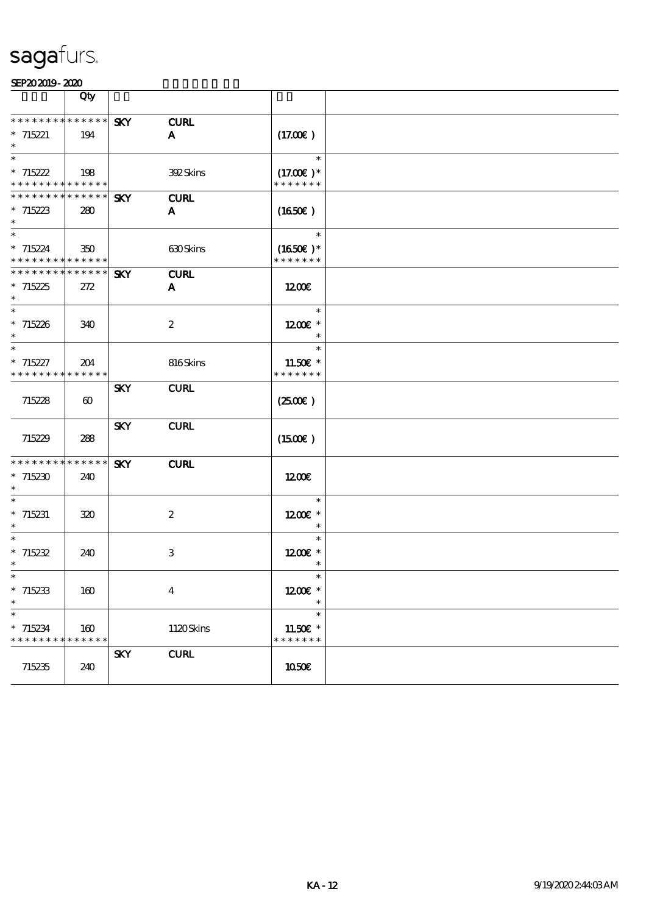sagafurs.

SEP20 2019 - 2020

| | Qty | | | |
|---|---|---|---|---|
| * * * * * * * * * * * * * * | | SKY | CURL | |
| * 715221 | 194 | | A | (17.00€ ) |
| * | | | | |
| * | | | | * |
| * 715222 | 198 | | 392 Skins | (17.00€ )* |
| * * * * * * * * * * * * * * | | | | * * * * * * * |
| * * * * * * * * * * * * * * | | SKY | CURL | |
| * 715223 | 280 | | A | (16.50€ ) |
| * | | | | |
| * | | | | * |
| * 715224 | 350 | | 630 Skins | (16.50€ )* |
| * * * * * * * * * * * * * * | | | | * * * * * * * |
| * * * * * * * * * * * * * * | | SKY | CURL | |
| * 715225 | 272 | | A | 12.00€ |
| * | | | | |
| * | | | | * |
| * 715226 | 340 | | 2 | 12.00€ * |
| * | | | | * |
| * | | | | * |
| * 715227 | 204 | | 816 Skins | 11.50€ * |
| * * * * * * * * * * * * * * | | | | * * * * * * * |
| | | SKY | CURL | |
| 715228 | 60 | | | (25.00€ ) |
| | | SKY | CURL | |
| 715229 | 288 | | | (15.00€ ) |
| * * * * * * * * * * * * * * | | SKY | CURL | |
| * 715230 | 240 | | | 12.00€ |
| * | | | | |
| * | | | | * |
| * 715231 | 320 | | 2 | 12.00€ * |
| * | | | | * |
| * | | | | * |
| * 715232 | 240 | | 3 | 12.00€ * |
| * | | | | * |
| * | | | | * |
| * 715233 | 160 | | 4 | 12.00€ * |
| * | | | | * |
| * | | | | * |
| * 715234 | 160 | | 1120 Skins | 11.50€ * |
| * * * * * * * * * * * * * * | | | | * * * * * * * |
| | | SKY | CURL | |
| 715235 | 240 | | | 10.50€ |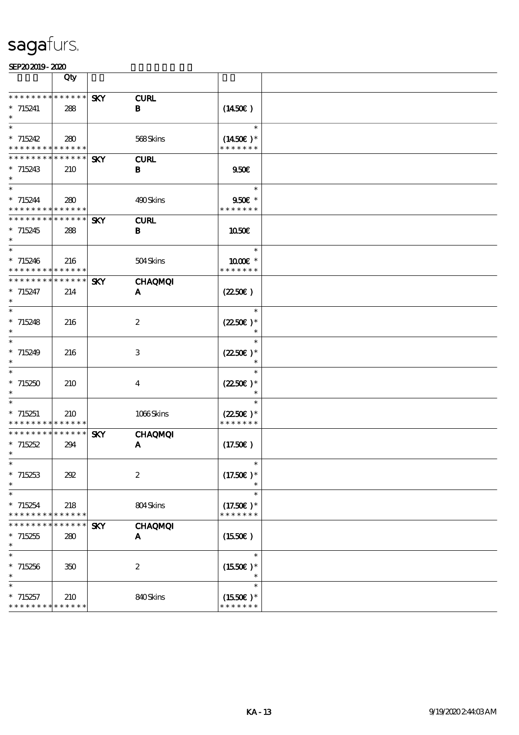sagafurs.

SEP20 2019 - 2020

| | Qty | | | | |
|---|---|---|---|---|---|
| * * * * * * * * * * * * * * | | SKY | **CURL** | | |
| * 715241 | 288 | | **B** | (14.50€ ) | |
| * | | | | | |
| * | | | | * | |
| * 715242 | 280 | | 568 Skins | (14.50€ )* | |
| * * * * * * * * * * * * * * | | | | * * * * * * * | |
| * * * * * * * * * * * * * * | | SKY | **CURL** | | |
| * 715243 | 210 | | **B** | 9.50€ | |
| * | | | | | |
| * | | | | * | |
| * 715244 | 280 | | 490 Skins | 9.50€ * | |
| * * * * * * * * * * * * * * | | | | * * * * * * * | |
| * * * * * * * * * * * * * * | | SKY | **CURL** | | |
| * 715245 | 288 | | **B** | 10.50€ | |
| * | | | | | |
| * | | | | * | |
| * 715246 | 216 | | 504 Skins | 10.00€ * | |
| * * * * * * * * * * * * * * | | | | * * * * * * * | |
| * * * * * * * * * * * * * * | | SKY | **CHAQMQI** | | |
| * 715247 | 214 | | **A** | (22.50€ ) | |
| * | | | | | |
| * | | | | * | |
| * 715248 | 216 | | 2 | (22.50€ )* | |
| * | | | | * | |
| * | | | | * | |
| * 715249 | 216 | | 3 | (22.50€ )* | |
| * | | | | * | |
| * | | | | * | |
| * 715250 | 210 | | 4 | (22.50€ )* | |
| * | | | | * | |
| * | | | | * | |
| * 715251 | 210 | | 1066 Skins | (22.50€ )* | |
| * * * * * * * * * * * * * * | | | | * * * * * * * | |
| * * * * * * * * * * * * * * | | SKY | **CHAQMQI** | | |
| * 715252 | 294 | | **A** | (17.50€ ) | |
| * | | | | | |
| * | | | | * | |
| * 715253 | 292 | | 2 | (17.50€ )* | |
| * | | | | * | |
| * | | | | * | |
| * 715254 | 218 | | 804 Skins | (17.50€ )* | |
| * * * * * * * * * * * * * * | | | | * * * * * * * | |
| * * * * * * * * * * * * * * | | SKY | **CHAQMQI** | | |
| * 715255 | 280 | | **A** | (15.50€ ) | |
| * | | | | | |
| * | | | | * | |
| * 715256 | 350 | | 2 | (15.50€ )* | |
| * | | | | * | |
| * | | | | * | |
| * 715257 | 210 | | 840 Skins | (15.50€ )* | |
| * * * * * * * * * * * * * * | | | | * * * * * * * | |

KA - 13 9/19/2020 2:44:03 AM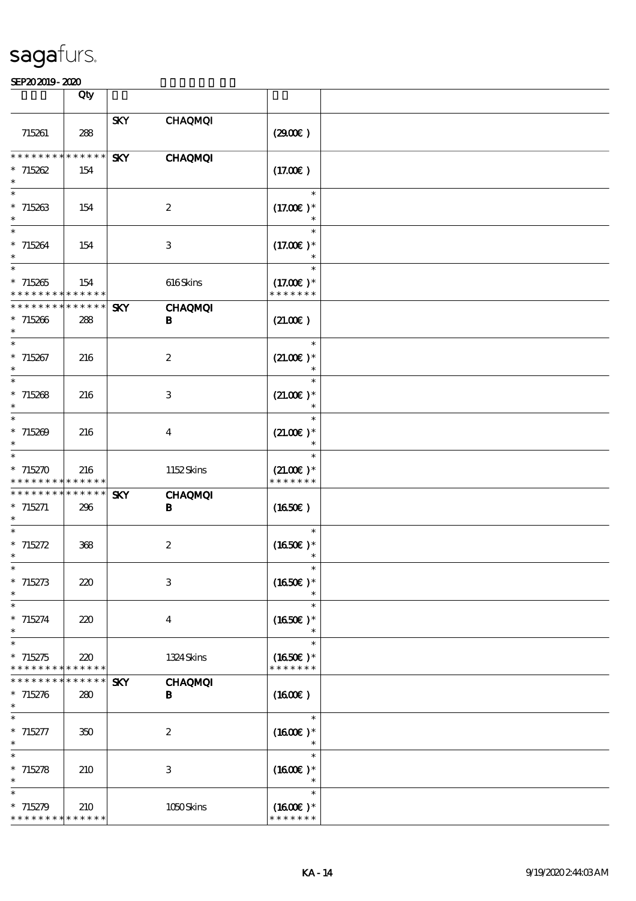sagafurs.

SEP20 2019 - 2020

| | Qty | | | | |
|---|---|---|---|---|---|
| 715261 | 288 | SKY | CHAQMQI | (29.00€) | |
| * * * * * * * * * * * * * * 715262 * | 154 | SKY | CHAQMQI | (17.00€) | |
| * 715263 * | 154 | | 2 | * (17.00€) * * | |
| * 715264 * | 154 | | 3 | * (17.00€) * * | |
| * 715265 * * * * * * * * * * * * * | 154 | | 616 Skins | * (17.00€) * * * * * * * * | |
| * * * * * * * * * * * * * * 715266 * | 288 | SKY | CHAQMQI B | (21.00€) | |
| * 715267 * | 216 | | 2 | * (21.00€) * * | |
| * 715268 * | 216 | | 3 | * (21.00€) * * | |
| * 715269 * | 216 | | 4 | * (21.00€) * * | |
| * 715270 * * * * * * * * * * * * * | 216 | | 1152 Skins | * (21.00€) * * * * * * * * | |
| * * * * * * * * * * * * * * 715271 * | 296 | SKY | CHAQMQI B | (16.50€) | |
| * 715272 * | 368 | | 2 | * (16.50€) * * | |
| * 715273 * | 220 | | 3 | * (16.50€) * * | |
| * 715274 * | 220 | | 4 | * (16.50€) * * | |
| * 715275 * * * * * * * * * * * * * | 220 | | 1324 Skins | * (16.50€) * * * * * * * * | |
| * * * * * * * * * * * * * * 715276 * | 280 | SKY | CHAQMQI B | (16.00€) | |
| * 715277 * | 350 | | 2 | * (16.00€) * * | |
| * 715278 * | 210 | | 3 | * (16.00€) * * | |
| * 715279 * * * * * * * * * * * * * | 210 | | 1050 Skins | * (16.00€) * * * * * * * * | |

KA - 14 9/19/2020 2:44:03 AM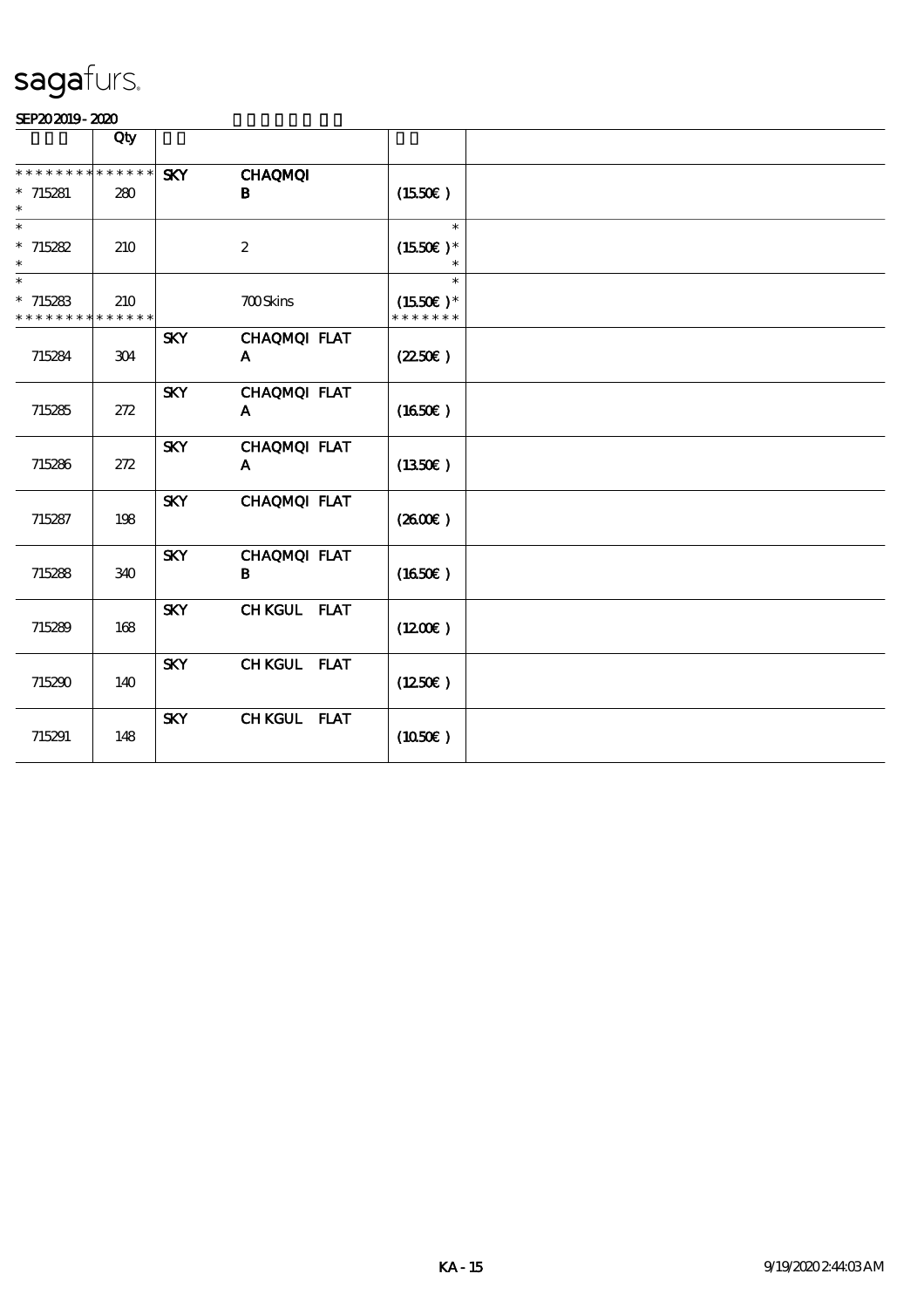sagafurs.

SEP20 2019 - 2020

| | Qty | | | | |
|---|---|---|---|---|---|
| * * * * * * * * * * * * * * | | SKY | CHAQMQI | | |
| * 715281 * | 280 | | B | (15.50€ ) | |
| * 715282 * | 210 | | 2 | (15.50€ )* | |
| * 715283 * * * * * * * * * * * * * * | 210 | | 700 Skins | (15.50€ )* * * * * * * * | |
| | | SKY | CHAQMQI FLAT | | |
| 715284 | 304 | | A | (22.50€ ) | |
| | | SKY | CHAQMQI FLAT | | |
| 715285 | 272 | | A | (16.50€ ) | |
| | | SKY | CHAQMQI FLAT | | |
| 715286 | 272 | | A | (13.50€ ) | |
| | | SKY | CHAQMQI FLAT | | |
| 715287 | 198 | | | (26.00€ ) | |
| | | SKY | CHAQMQI FLAT | | |
| 715288 | 340 | | B | (16.50€ ) | |
| | | SKY | CH KGUL FLAT | | |
| 715289 | 168 | | | (12.00€ ) | |
| | | SKY | CH KGUL FLAT | | |
| 715290 | 140 | | | (12.50€ ) | |
| | | SKY | CH KGUL FLAT | | |
| 715291 | 148 | | | (10.50€ ) | |

KA - 15 9/19/2020 2:44:03 AM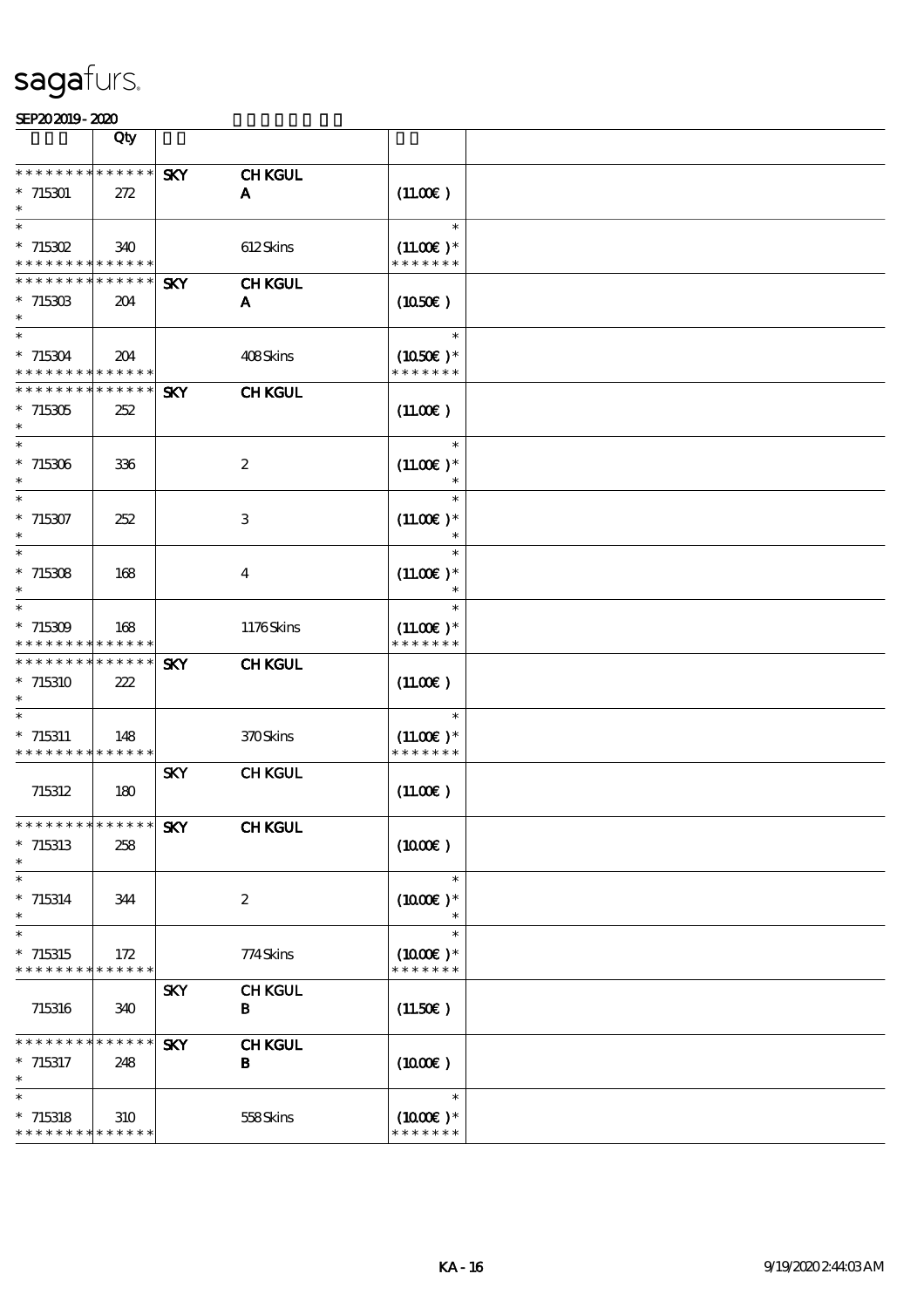sagafurs.

SEP20 2019 - 2020

| | Qty | | | | |
|---|---|---|---|---|---|
| * * * * * * * * * * * * * * | | SKY | CH KGUL | | |
| * 715301 | 272 | | A | (11.00€ ) | |
| * | | | | | |
| * | | | | * | |
| * 715302 | 340 | | 612 Skins | (11.00€ )* | |
| * * * * * * * * * * * * * * | | | | * * * * * * * | |
| * * * * * * * * * * * * * * | | SKY | CH KGUL | | |
| * 715303 | 204 | | A | (10.50€ ) | |
| * | | | | | |
| * | | | | * | |
| * 715304 | 204 | | 408 Skins | (10.50€ )* | |
| * * * * * * * * * * * * * * | | | | * * * * * * * | |
| * * * * * * * * * * * * * * | | SKY | CH KGUL | | |
| * 715305 | 252 | | | (11.00€ ) | |
| * | | | | | |
| * | | | | * | |
| * 715306 | 336 | | 2 | (11.00€ )* | |
| * | | | | * | |
| * | | | | * | |
| * 715307 | 252 | | 3 | (11.00€ )* | |
| * | | | | * | |
| * | | | | * | |
| * 715308 | 168 | | 4 | (11.00€ )* | |
| * | | | | * | |
| * | | | | * | |
| * 715309 | 168 | | 1176 Skins | (11.00€ )* | |
| * * * * * * * * * * * * * * | | | | * * * * * * * | |
| * * * * * * * * * * * * * * | | SKY | CH KGUL | | |
| * 715310 | 222 | | | (11.00€ ) | |
| * | | | | | |
| * | | | | * | |
| * 715311 | 148 | | 370 Skins | (11.00€ )* | |
| * * * * * * * * * * * * * * | | | | * * * * * * * | |
| | | SKY | CH KGUL | | |
| 715312 | 180 | | | (11.00€ ) | |
| * * * * * * * * * * * * * * | | SKY | CH KGUL | | |
| * 715313 | 258 | | | (10.00€ ) | |
| * | | | | | |
| * | | | | * | |
| * 715314 | 344 | | 2 | (10.00€ )* | |
| * | | | | * | |
| * | | | | * | |
| * 715315 | 172 | | 774 Skins | (10.00€ )* | |
| * * * * * * * * * * * * * * | | | | * * * * * * * | |
| | | SKY | CH KGUL | | |
| 715316 | 340 | | B | (11.50€ ) | |
| * * * * * * * * * * * * * * | | SKY | CH KGUL | | |
| * 715317 | 248 | | B | (10.00€ ) | |
| * | | | | | |
| * | | | | * | |
| * 715318 | 310 | | 558 Skins | (10.00€ )* | |
| * * * * * * * * * * * * * * | | | | * * * * * * * | |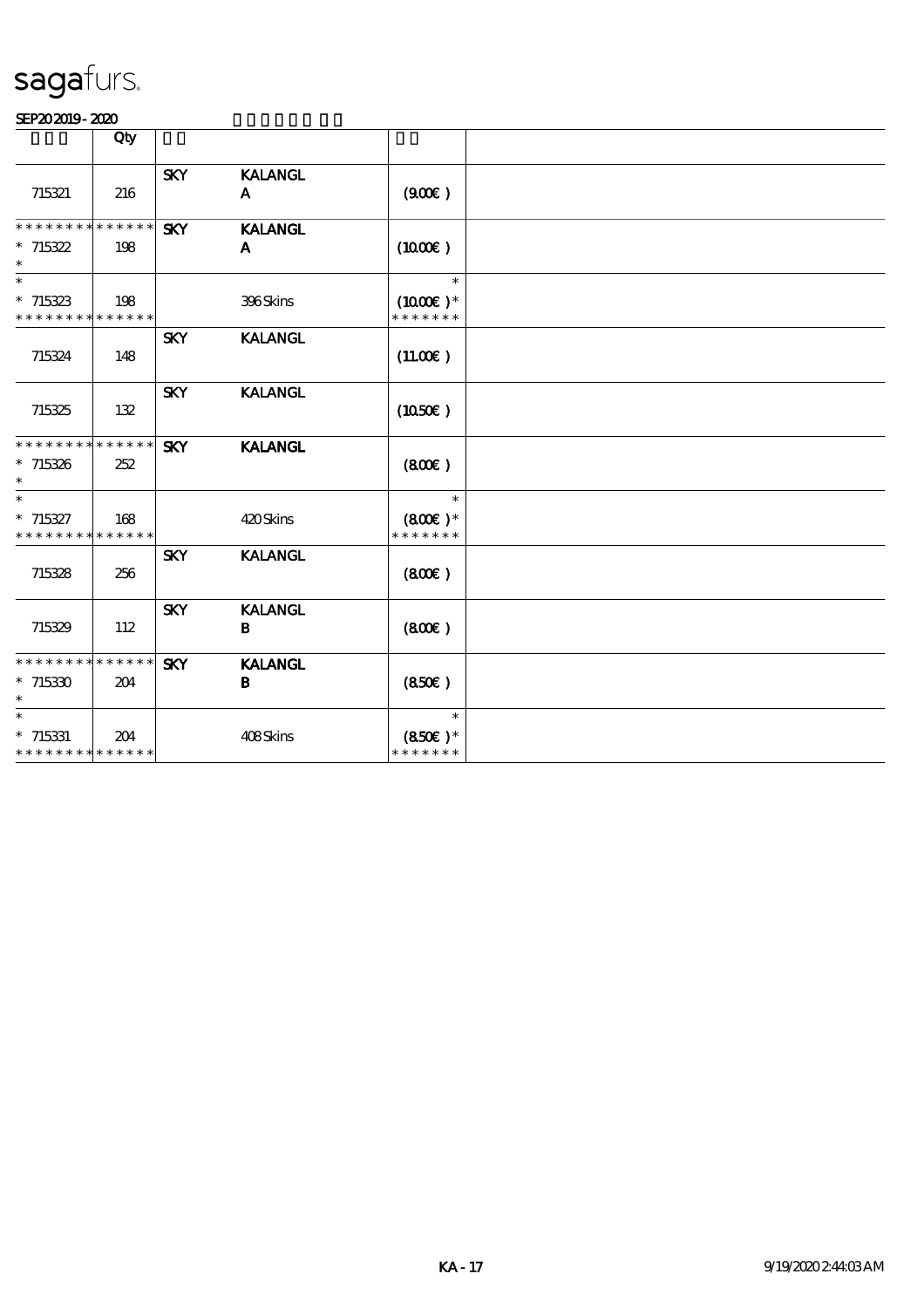sagafurs.

SEP20 2019 - 2020

| | Qty | | | | |
|---|---|---|---|---|---|
| 715321 | 216 | SKY | KALANGL A | (9.00€ ) | |
| * * * * * * * * * * * * * * * 715322 * | 198 | SKY | KALANGL A | (10.00€ ) | |
| * * 715323 * * * * * * * * * * * * * * | 198 | | 396 Skins | * (10.00€ )* * * * * * * * | |
| 715324 | 148 | SKY | KALANGL | (11.00€ ) | |
| 715325 | 132 | SKY | KALANGL | (10.50€ ) | |
| * * * * * * * * * * * * * * * 715326 * | 252 | SKY | KALANGL | (8.00€ ) | |
| * * 715327 * * * * * * * * * * * * * * | 168 | | 420 Skins | * (8.00€ )* * * * * * * * | |
| 715328 | 256 | SKY | KALANGL | (8.00€ ) | |
| 715329 | 112 | SKY | KALANGL B | (8.00€ ) | |
| * * * * * * * * * * * * * * * 715330 * | 204 | SKY | KALANGL B | (8.50€ ) | |
| * * 715331 * * * * * * * * * * * * * * | 204 | | 408 Skins | * (8.50€ )* * * * * * * * | |

KA - 17 9/19/2020 2:44:03 AM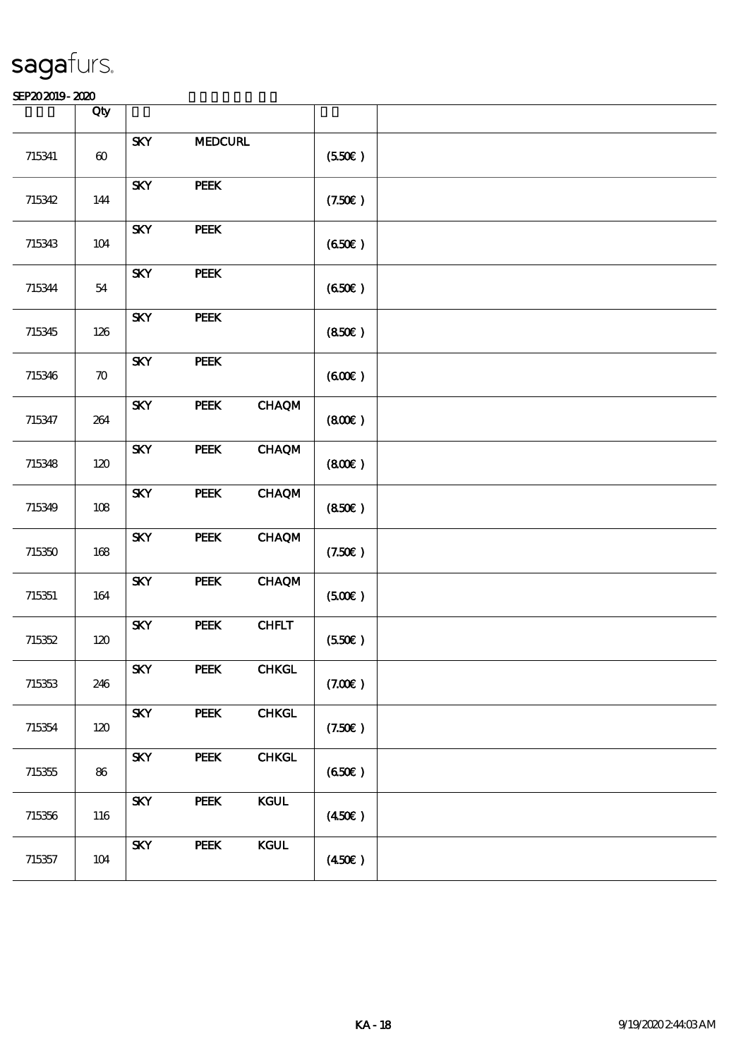sagafurs.

SEP20 2019 - 2020

| | Qty | | | | | |
|---|---|---|---|---|---|---|
| 715341 | 60 | SKY | MEDCURL | | (5.50€ ) | |
| 715342 | 144 | SKY | PEEK | | (7.50€ ) | |
| 715343 | 104 | SKY | PEEK | | (6.50€ ) | |
| 715344 | 54 | SKY | PEEK | | (6.50€ ) | |
| 715345 | 126 | SKY | PEEK | | (8.50€ ) | |
| 715346 | 70 | SKY | PEEK | | (6.00€ ) | |
| 715347 | 264 | SKY | PEEK | CHAQM | (8.00€ ) | |
| 715348 | 120 | SKY | PEEK | CHAQM | (8.00€ ) | |
| 715349 | 108 | SKY | PEEK | CHAQM | (8.50€ ) | |
| 715350 | 168 | SKY | PEEK | CHAQM | (7.50€ ) | |
| 715351 | 164 | SKY | PEEK | CHAQM | (5.00€ ) | |
| 715352 | 120 | SKY | PEEK | CHFLT | (5.50€ ) | |
| 715353 | 246 | SKY | PEEK | CHKGL | (7.00€ ) | |
| 715354 | 120 | SKY | PEEK | CHKGL | (7.50€ ) | |
| 715355 | 86 | SKY | PEEK | CHKGL | (6.50€ ) | |
| 715356 | 116 | SKY | PEEK | KGUL | (4.50€ ) | |
| 715357 | 104 | SKY | PEEK | KGUL | (4.50€ ) | |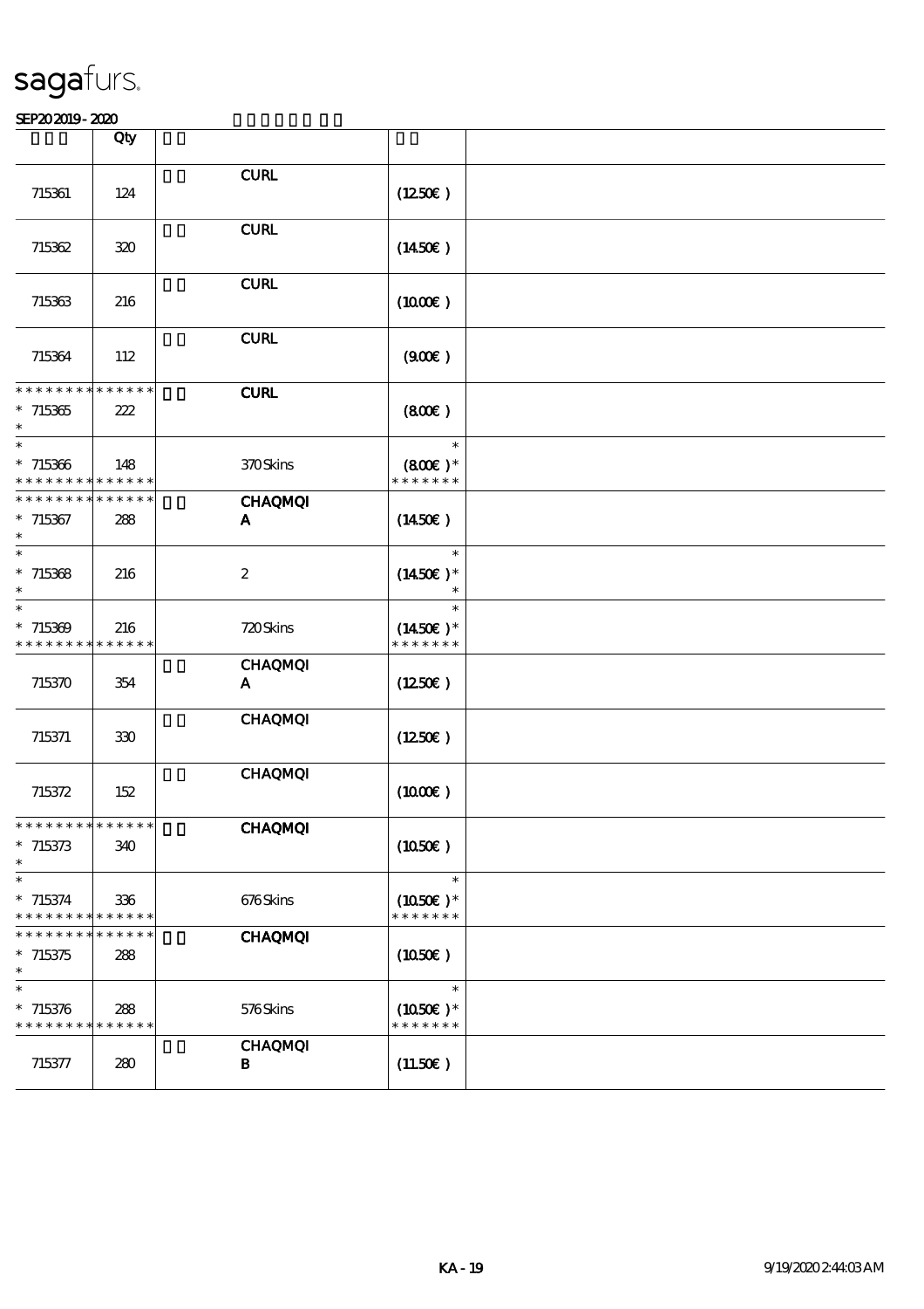sagafurs.

SEP20 2019 - 2020

| | Qty | | | |
|---|---|---|---|---|
| 715361 | 124 | CURL | (12.50€) | |
| 715362 | 320 | CURL | (14.50€) | |
| 715363 | 216 | CURL | (10.00€) | |
| 715364 | 112 | CURL | (9.00€) | |
| * * * * * * * * * * * * * *<br>* 715365<br>* | 222 | CURL | (8.00€) | |
| *<br>* 715366<br>* * * * * * * * * * * * * * | 148 | 370 Skins | *<br>(8.00€)*<br>* * * * * * * | |
| * * * * * * * * * * * * * *<br>* 715367<br>* | 288 | CHAQMQI<br>A | (14.50€) | |
| *<br>* 715368<br>* | 216 | 2 | *<br>(14.50€)*<br>* | |
| *<br>* 715369<br>* * * * * * * * * * * * * * | 216 | 720 Skins | *<br>(14.50€)*<br>* * * * * * * | |
| 715370 | 354 | CHAQMQI<br>A | (12.50€) | |
| 715371 | 330 | CHAQMQI | (12.50€) | |
| 715372 | 152 | CHAQMQI | (10.00€) | |
| * * * * * * * * * * * * * *<br>* 715373<br>* | 340 | CHAQMQI | (10.50€) | |
| *<br>* 715374<br>* * * * * * * * * * * * * * | 336 | 676 Skins | *<br>(10.50€)*<br>* * * * * * * | |
| * * * * * * * * * * * * * *<br>* 715375<br>* | 288 | CHAQMQI | (10.50€) | |
| *<br>* 715376<br>* * * * * * * * * * * * * * | 288 | 576 Skins | *<br>(10.50€)*<br>* * * * * * * | |
| 715377 | 280 | CHAQMQI<br>B | (11.50€) | |

KA - 19 9/19/2020 2:44:03 AM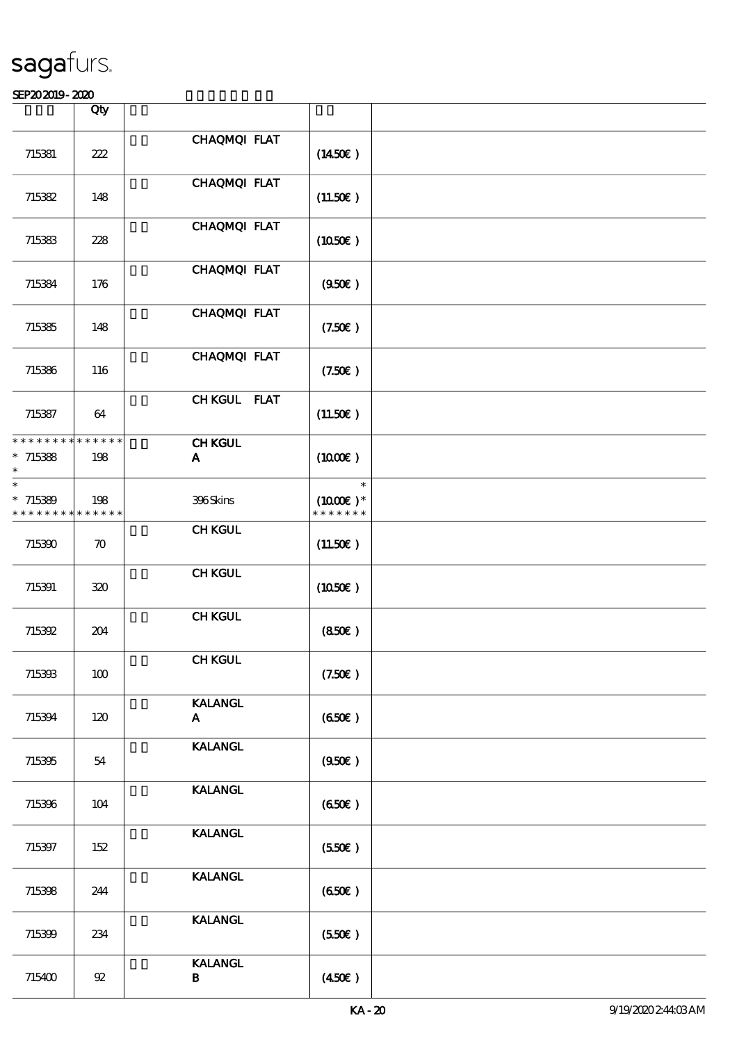sagafurs.

SEP20 2019 - 2020

| | Qty | | | |
|---|---|---|---|---|
| 715381 | 222 | CHAQMQI FLAT | (14.50€ ) | |
| 715382 | 148 | CHAQMQI FLAT | (11.50€ ) | |
| 715383 | 228 | CHAQMQI FLAT | (10.50€ ) | |
| 715384 | 176 | CHAQMQI FLAT | (9.50€ ) | |
| 715385 | 148 | CHAQMQI FLAT | (7.50€ ) | |
| 715386 | 116 | CHAQMQI FLAT | (7.50€ ) | |
| 715387 | 64 | CH KGUL FLAT | (11.50€ ) | |
| * * * * * * * * * * * * * * <br>* 715388 <br>* | 198 | CH KGUL <br>A | (10.00€ ) | |
| * <br>* 715389 <br>* * * * * * * * * * * * * * | 198 | 396 Skins | * <br>(10.00€ )* <br>* * * * * * * | |
| 715390 | 70 | CH KGUL | (11.50€ ) | |
| 715391 | 320 | CH KGUL | (10.50€ ) | |
| 715392 | 204 | CH KGUL | (8.50€ ) | |
| 715393 | 100 | CH KGUL | (7.50€ ) | |
| 715394 | 120 | KALANGL <br>A | (6.50€ ) | |
| 715395 | 54 | KALANGL | (9.50€ ) | |
| 715396 | 104 | KALANGL | (6.50€ ) | |
| 715397 | 152 | KALANGL | (5.50€ ) | |
| 715398 | 244 | KALANGL | (6.50€ ) | |
| 715399 | 234 | KALANGL | (5.50€ ) | |
| 715400 | 92 | KALANGL <br>B | (4.50€ ) | |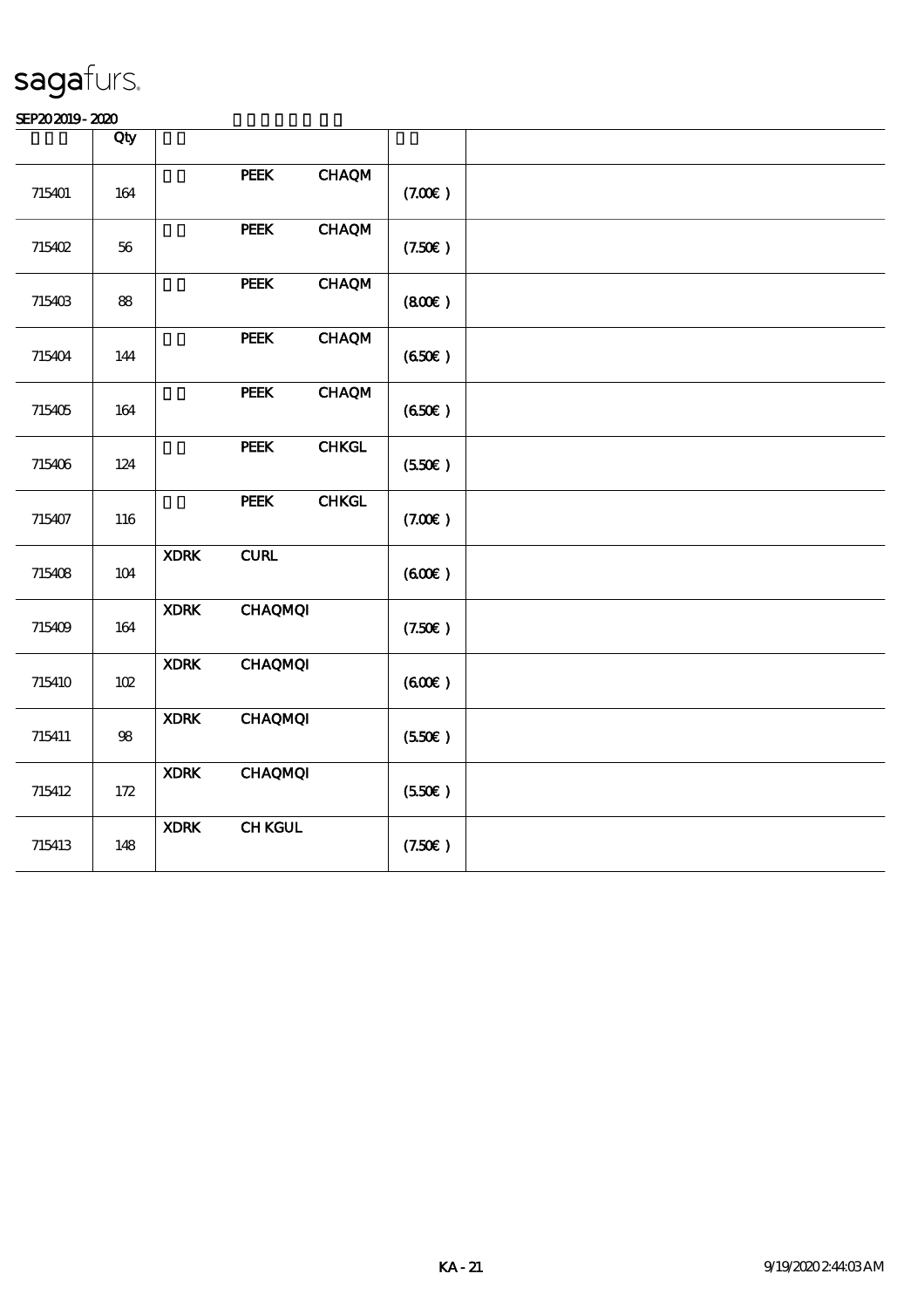sagafurs.

SEP20 2019 - 2020

| | Qty | | | | | |
|---|---|---|---|---|---|---|
| 715401 | 164 | | PEEK | CHAQM | (7.00€ ) | |
| 715402 | 56 | | PEEK | CHAQM | (7.50€ ) | |
| 715403 | 88 | | PEEK | CHAQM | (8.00€ ) | |
| 715404 | 144 | | PEEK | CHAQM | (6.50€ ) | |
| 715405 | 164 | | PEEK | CHAQM | (6.50€ ) | |
| 715406 | 124 | | PEEK | CHKGL | (5.50€ ) | |
| 715407 | 116 | | PEEK | CHKGL | (7.00€ ) | |
| 715408 | 104 | XDRK | CURL | | (6.00€ ) | |
| 715409 | 164 | XDRK | CHAQMQI | | (7.50€ ) | |
| 715410 | 102 | XDRK | CHAQMQI | | (6.00€ ) | |
| 715411 | 98 | XDRK | CHAQMQI | | (5.50€ ) | |
| 715412 | 172 | XDRK | CHAQMQI | | (5.50€ ) | |
| 715413 | 148 | XDRK | CH KGUL | | (7.50€ ) | |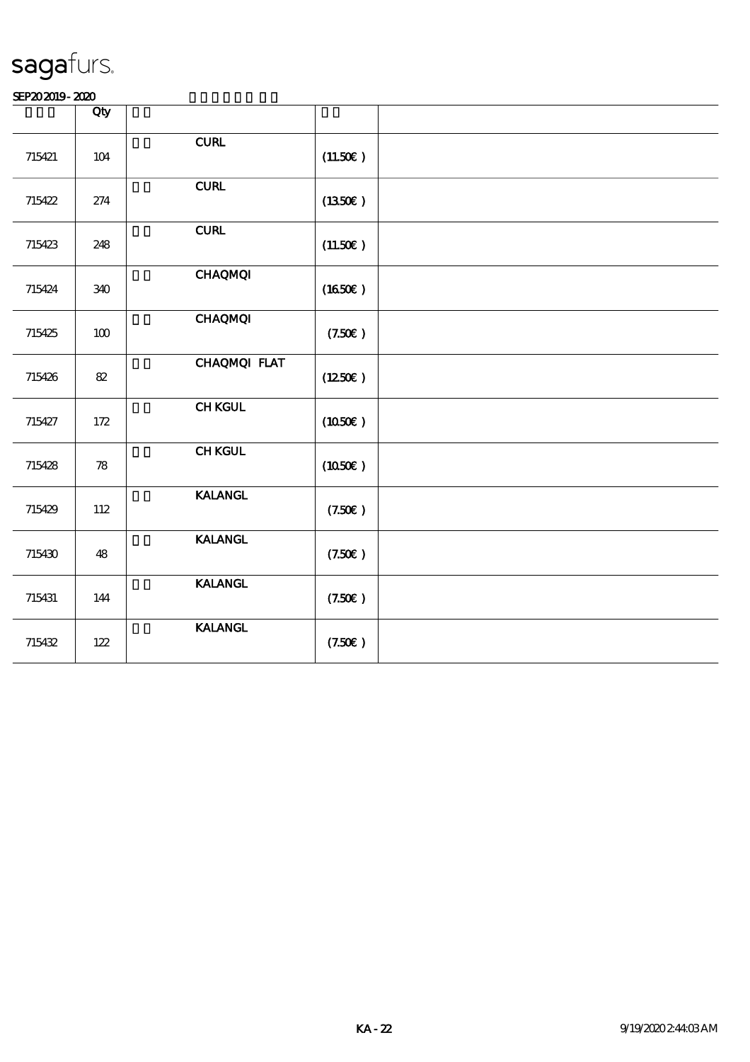sagafurs.

SEP20 2019 - 2020

| | Qty | | |
|---|---|---|---|
| 715421 | 104 | CURL | (11.50€ ) |
| 715422 | 274 | CURL | (13.50€ ) |
| 715423 | 248 | CURL | (11.50€ ) |
| 715424 | 340 | CHAQMQI | (16.50€ ) |
| 715425 | 100 | CHAQMQI | (7.50€ ) |
| 715426 | 82 | CHAQMQI FLAT | (12.50€ ) |
| 715427 | 172 | CH KGUL | (10.50€ ) |
| 715428 | 78 | CH KGUL | (10.50€ ) |
| 715429 | 112 | KALANGL | (7.50€ ) |
| 715430 | 48 | KALANGL | (7.50€ ) |
| 715431 | 144 | KALANGL | (7.50€ ) |
| 715432 | 122 | KALANGL | (7.50€ ) |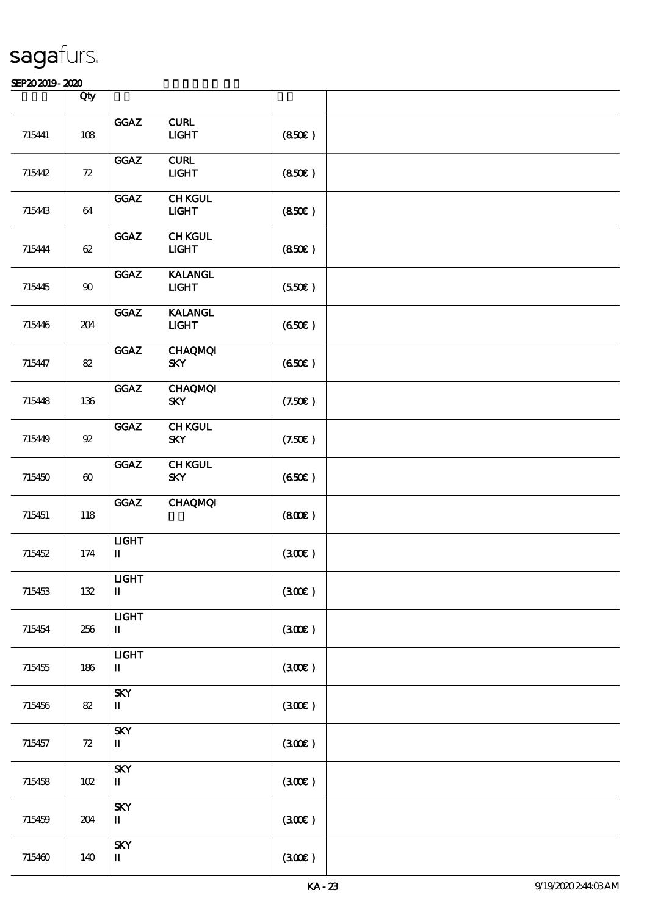sagafurs.

SEP20 2019 - 2020

| | Qty | | | | |
|---|---|---|---|---|---|
| 715441 | 108 | GGAZ | CURL LIGHT | (8.50€) | |
| 715442 | 72 | GGAZ | CURL LIGHT | (8.50€) | |
| 715443 | 64 | GGAZ | CH KGUL LIGHT | (8.50€) | |
| 715444 | 62 | GGAZ | CH KGUL LIGHT | (8.50€) | |
| 715445 | 90 | GGAZ | KALANGL LIGHT | (5.50€) | |
| 715446 | 204 | GGAZ | KALANGL LIGHT | (6.50€) | |
| 715447 | 82 | GGAZ | CHAQMQI SKY | (6.50€) | |
| 715448 | 136 | GGAZ | CHAQMQI SKY | (7.50€) | |
| 715449 | 92 | GGAZ | CH KGUL SKY | (7.50€) | |
| 715450 | 60 | GGAZ | CH KGUL SKY | (6.50€) | |
| 715451 | 118 | GGAZ | CHAQMQI | (8.00€) | |
| 715452 | 174 | LIGHT II | | (3.00€) | |
| 715453 | 132 | LIGHT II | | (3.00€) | |
| 715454 | 256 | LIGHT II | | (3.00€) | |
| 715455 | 186 | LIGHT II | | (3.00€) | |
| 715456 | 82 | SKY II | | (3.00€) | |
| 715457 | 72 | SKY II | | (3.00€) | |
| 715458 | 102 | SKY II | | (3.00€) | |
| 715459 | 204 | SKY II | | (3.00€) | |
| 715460 | 140 | SKY II | | (3.00€) | |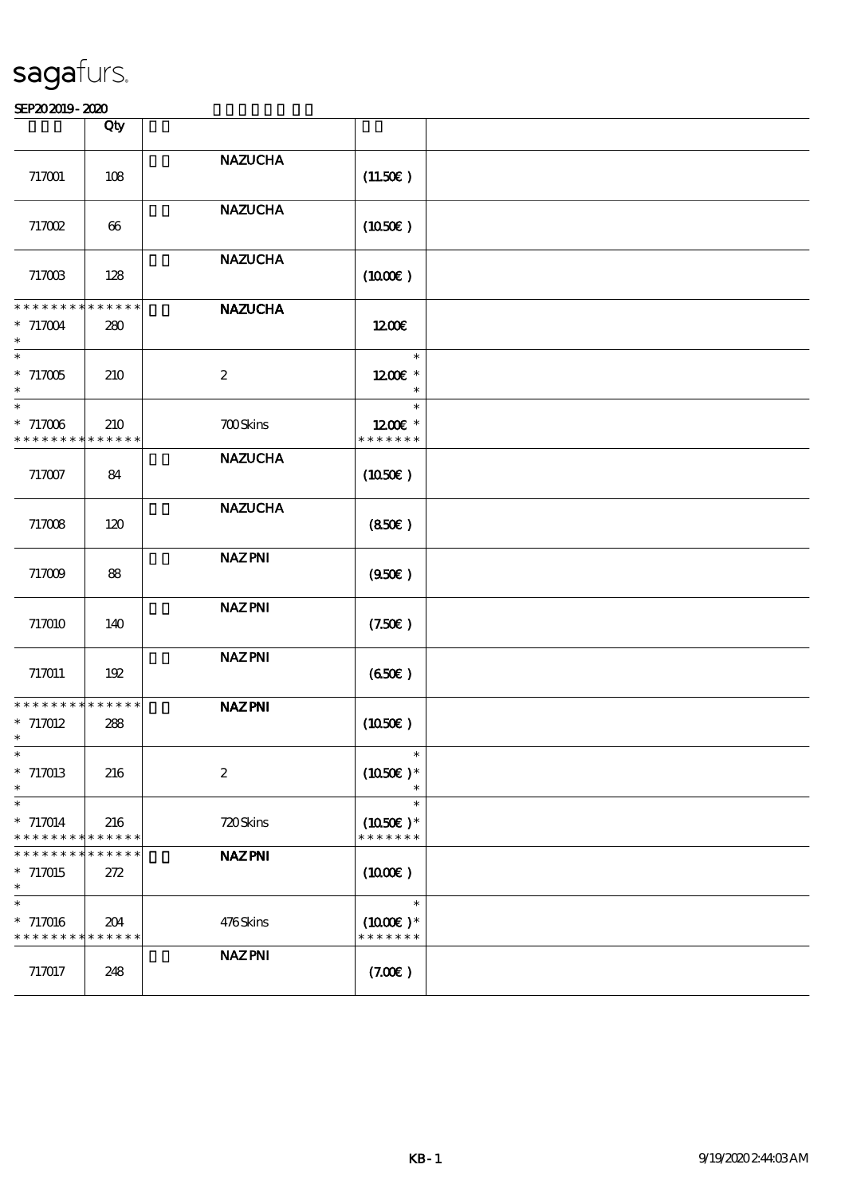sagafurs.

SEP20 2019 - 2020

| | Qty | | | |
|---|---|---|---|---|
| 717001 | 108 | NAZUCHA | (11.50€ ) | |
| 717002 | 66 | NAZUCHA | (10.50€ ) | |
| 717003 | 128 | NAZUCHA | (10.00€ ) | |
| * * * * * * * * * * * * * *<br>* 717004<br>* | 280 | NAZUCHA | 12.00€ | |
| *<br>* 717005<br>* | 210 | 2 | *<br>12.00€ *<br>* | |
| *<br>* 717006<br>* * * * * * * * * * * * * * | 210 | 700 Skins | *<br>12.00€ *<br>* * * * * * * | |
| 717007 | 84 | NAZUCHA | (10.50€ ) | |
| 717008 | 120 | NAZUCHA | (8.50€ ) | |
| 717009 | 88 | NAZ PNI | (9.50€ ) | |
| 717010 | 140 | NAZ PNI | (7.50€ ) | |
| 717011 | 192 | NAZ PNI | (6.50€ ) | |
| * * * * * * * * * * * * * *<br>* 717012<br>* | 288 | NAZ PNI | (10.50€ ) | |
| *<br>* 717013<br>* | 216 | 2 | *<br>(10.50€ )*<br>* | |
| *<br>* 717014<br>* * * * * * * * * * * * * * | 216 | 720 Skins | *<br>(10.50€ )*<br>* * * * * * * | |
| * * * * * * * * * * * * * *<br>* 717015<br>* | 272 | NAZ PNI | (10.00€ ) | |
| *<br>* 717016<br>* * * * * * * * * * * * * * | 204 | 476 Skins | *<br>(10.00€ )*<br>* * * * * * * | |
| 717017 | 248 | NAZ PNI | (7.00€ ) | |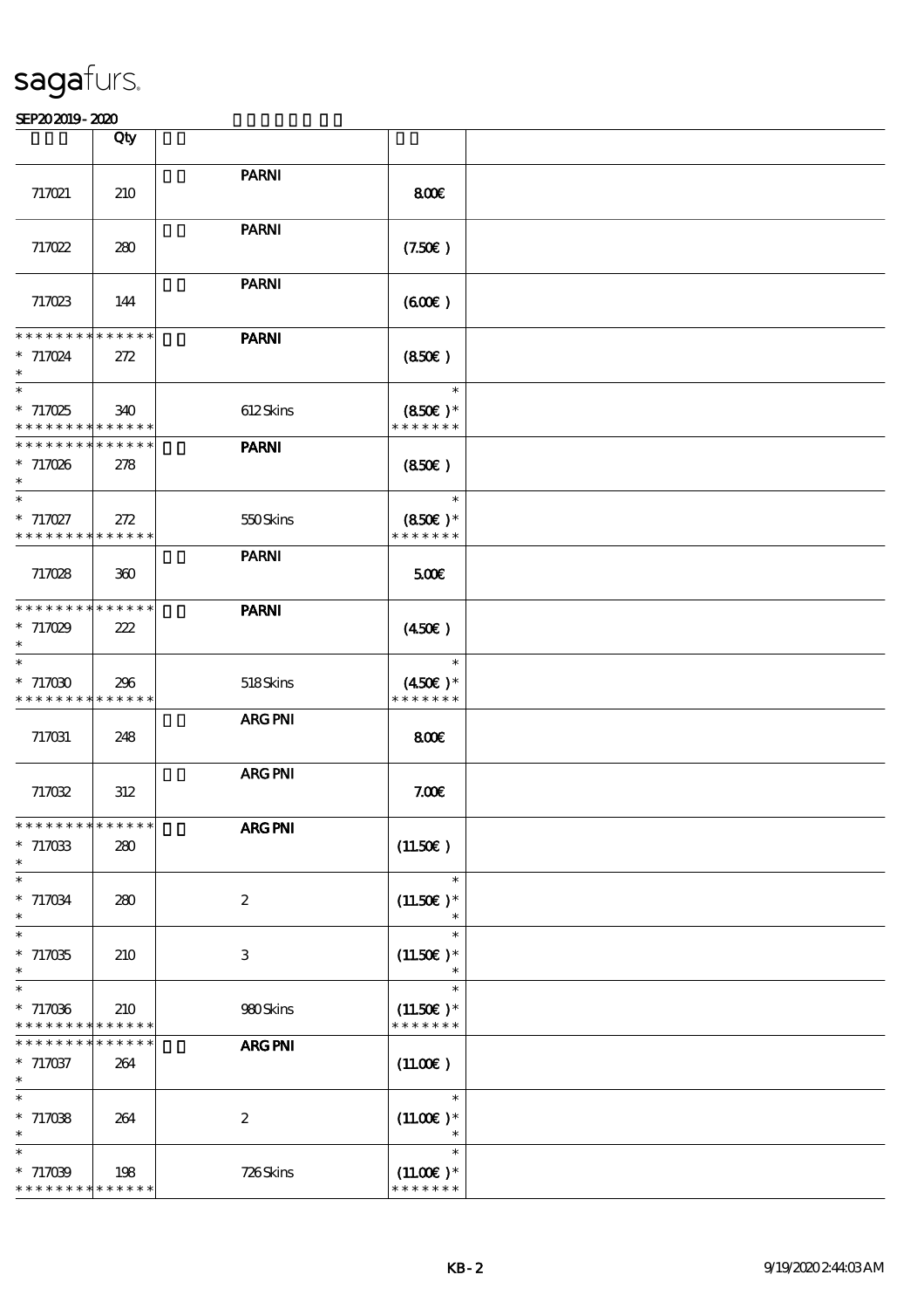| | Qty | | | |
|---|---|---|---|---|
| 717021 | 210 | PARNI | 8.00€ | |
| 717022 | 280 | PARNI | (7.50€ ) | |
| 717023 | 144 | PARNI | (6.00€ ) | |
| * * * * * * * * * * * * * *<br>* 717024<br>* | 272 | PARNI | (8.50€ ) | |
| *<br>* 717025<br>* * * * * * * * * * * * * * | 340 | 612 Skins | *<br>(8.50€ )*<br>* * * * * * * | |
| * * * * * * * * * * * * * *<br>* 717026<br>* | 278 | PARNI | (8.50€ ) | |
| *<br>* 717027<br>* * * * * * * * * * * * * * | 272 | 550 Skins | *<br>(8.50€ )*<br>* * * * * * * | |
| 717028 | 360 | PARNI | 5.00€ | |
| * * * * * * * * * * * * * *<br>* 717029<br>* | 222 | PARNI | (4.50€ ) | |
| *<br>* 717030<br>* * * * * * * * * * * * * * | 296 | 518 Skins | *<br>(4.50€ )*<br>* * * * * * * | |
| 717031 | 248 | ARG PNI | 8.00€ | |
| 717032 | 312 | ARG PNI | 7.00€ | |
| * * * * * * * * * * * * * *<br>* 717033<br>* | 280 | ARG PNI | (11.50€ ) | |
| *<br>* 717034<br>* | 280 | 2 | *<br>(11.50€ )*<br>* | |
| *<br>* 717035<br>* | 210 | 3 | *<br>(11.50€ )*<br>* | |
| *<br>* 717036<br>* * * * * * * * * * * * * * | 210 | 980 Skins | *<br>(11.50€ )*<br>* * * * * * * | |
| * * * * * * * * * * * * * *<br>* 717037<br>* | 264 | ARG PNI | (11.00€ ) | |
| *<br>* 717038<br>* | 264 | 2 | *<br>(11.00€ )*<br>* | |
| *<br>* 717039<br>* * * * * * * * * * * * * * | 198 | 726 Skins | *<br>(11.00€ )*<br>* * * * * * * | |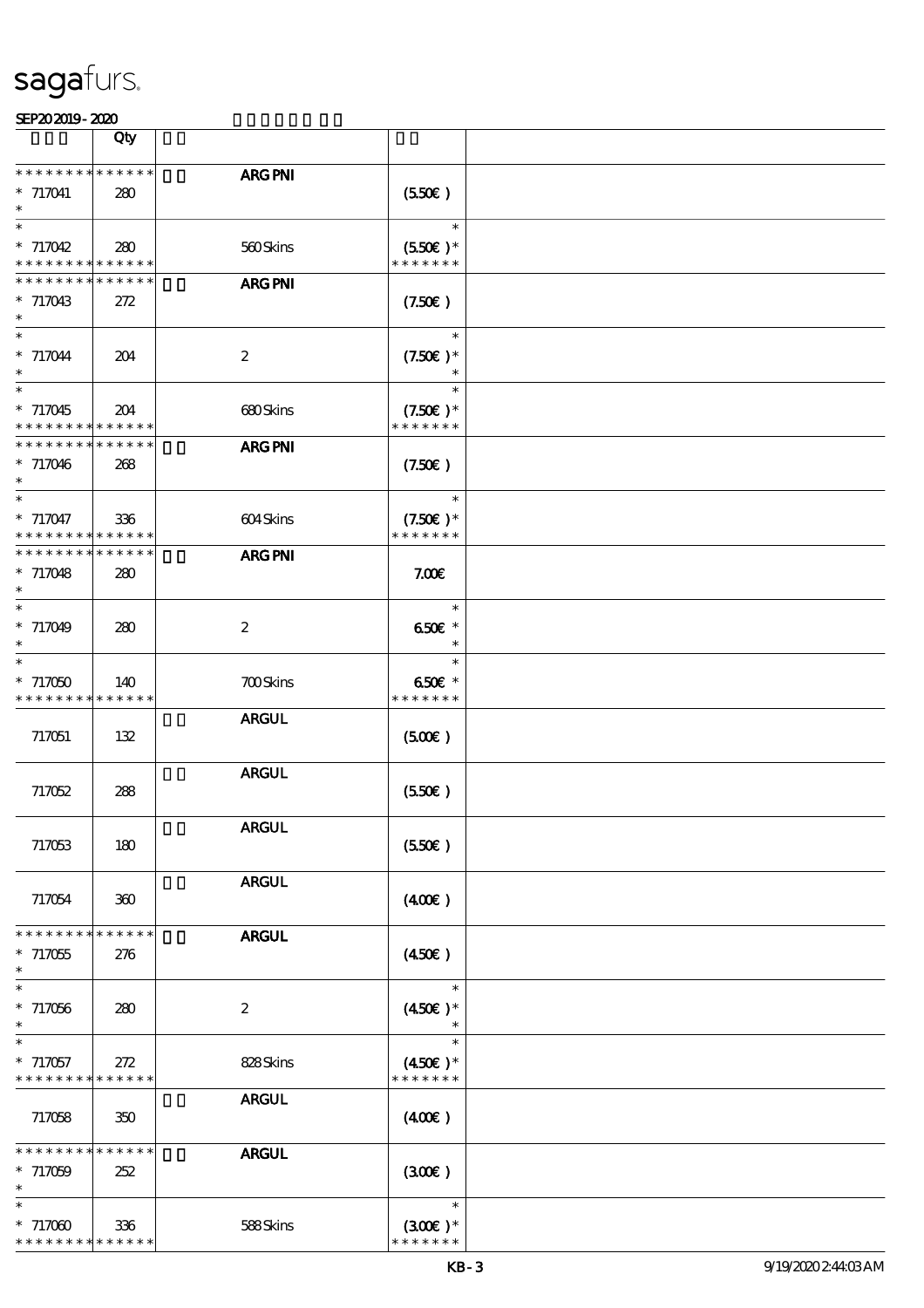**saga**furs.

SEP20 2019 - 2020

| | Qty | | | |
|---|---|---|---|---|
| * * * * * * * * * * * * * * | | | **ARG PNI** | | |
| * 717041 * | 280 | | | (5.50€ ) | |
| * * 717042 * * * * * * * * * * * * * * | 280 | | 560 Skins | * (5.50€ )* * * * * * * * | |
| * * * * * * * * * * * * * * | | | **ARG PNI** | | |
| * 717043 * | 272 | | | (7.50€ ) | |
| * * 717044 * | 204 | | 2 | * (7.50€ )* * | |
| * * 717045 * * * * * * * * * * * * * * | 204 | | 680 Skins | * (7.50€ )* * * * * * * * | |
| * * * * * * * * * * * * * * | | | **ARG PNI** | | |
| * 717046 * | 268 | | | (7.50€ ) | |
| * * 717047 * * * * * * * * * * * * * * | 336 | | 604 Skins | * (7.50€ )* * * * * * * * | |
| * * * * * * * * * * * * * * | | | **ARG PNI** | | |
| * 717048 * | 280 | | | 7.00€ | |
| * * 717049 * | 280 | | 2 | * 6.50€ * * | |
| * * 717050 * * * * * * * * * * * * * * | 140 | | 700 Skins | * 6.50€ * * * * * * * * | |
| | | | **ARGUL** | | |
| 717051 | 132 | | | (5.00€ ) | |
| | | | **ARGUL** | | |
| 717052 | 288 | | | (5.50€ ) | |
| | | | **ARGUL** | | |
| 717053 | 180 | | | (5.50€ ) | |
| | | | **ARGUL** | | |
| 717054 | 360 | | | (4.00€ ) | |
| * * * * * * * * * * * * * * | | | **ARGUL** | | |
| * 717055 * | 276 | | | (4.50€ ) | |
| * * 717056 * | 280 | | 2 | * (4.50€ )* * | |
| * * 717057 * * * * * * * * * * * * * * | 272 | | 828 Skins | * (4.50€ )* * * * * * * * | |
| | | | **ARGUL** | | |
| 717058 | 350 | | | (4.00€ ) | |
| * * * * * * * * * * * * * * | | | **ARGUL** | | |
| * 717059 * | 252 | | | (3.00€ ) | |
| * * 717060 * * * * * * * * * * * * * * | 336 | | 588 Skins | * (3.00€ )* * * * * * * * | |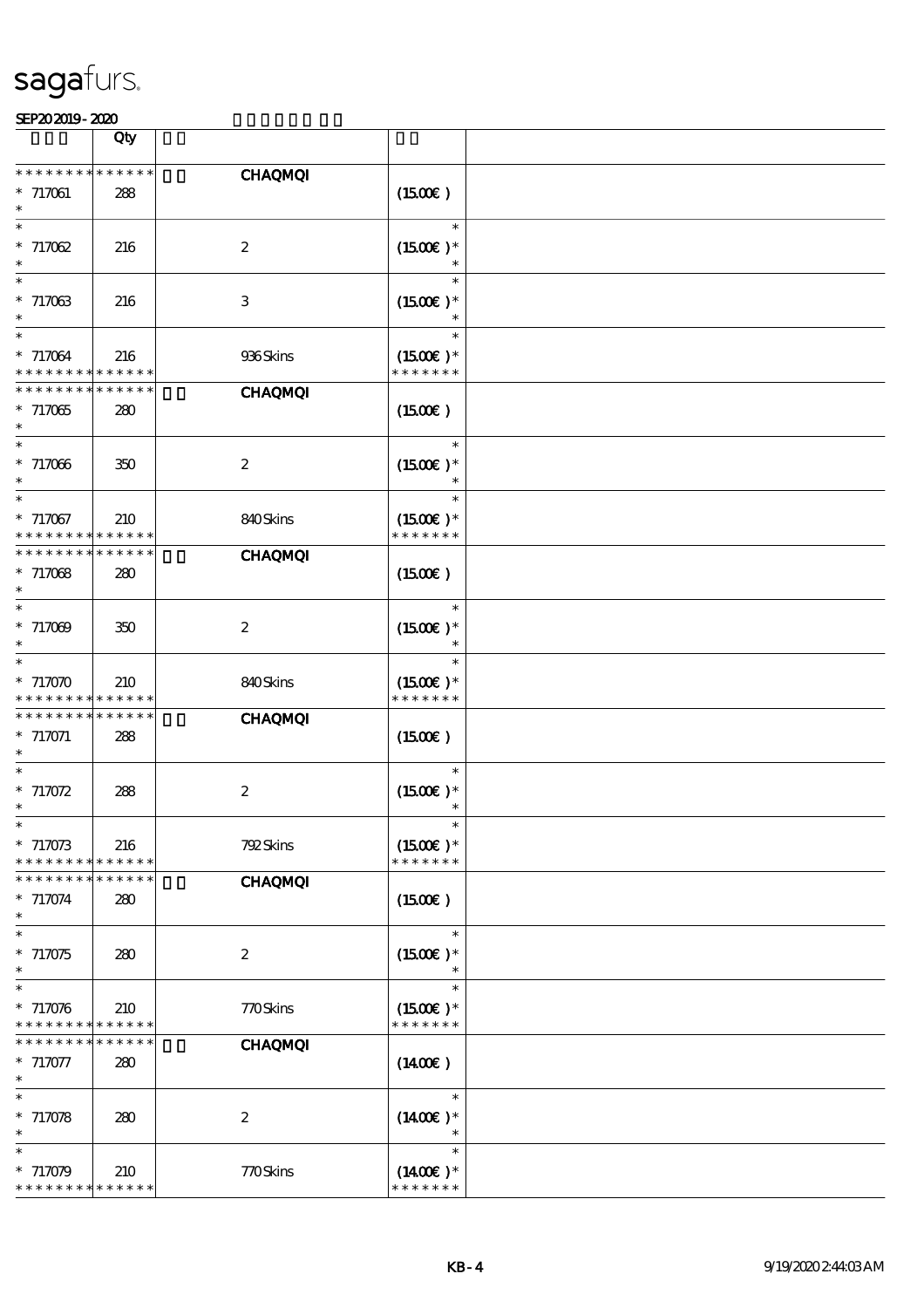sagafurs.

SEP20 2019 - 2020

| | Qty | | | |
|---|---|---|---|---|
| * * * * * * * * * * * * * * | | CHAQMQI | | |
| * 717061 | 288 | | (15.00€ ) | |
| * | | | | |
| * | | | * | |
| * 717062 | 216 | 2 | (15.00€ )* | |
| * | | | * | |
| * | | | * | |
| * 717063 | 216 | 3 | (15.00€ )* | |
| * | | | * | |
| * | | | * | |
| * 717064 | 216 | 936 Skins | (15.00€ )* | |
| * * * * * * * * * * * * * * | | | * * * * * * * | |
| * * * * * * * * * * * * * * | | CHAQMQI | | |
| * 717065 | 280 | | (15.00€ ) | |
| * | | | | |
| * | | | * | |
| * 717066 | 350 | 2 | (15.00€ )* | |
| * | | | * | |
| * | | | * | |
| * 717067 | 210 | 840 Skins | (15.00€ )* | |
| * * * * * * * * * * * * * * | | | * * * * * * * | |
| * * * * * * * * * * * * * * | | CHAQMQI | | |
| * 717068 | 280 | | (15.00€ ) | |
| * | | | | |
| * | | | * | |
| * 717069 | 350 | 2 | (15.00€ )* | |
| * | | | * | |
| * | | | * | |
| * 717070 | 210 | 840 Skins | (15.00€ )* | |
| * * * * * * * * * * * * * * | | | * * * * * * * | |
| * * * * * * * * * * * * * * | | CHAQMQI | | |
| * 717071 | 288 | | (15.00€ ) | |
| * | | | | |
| * | | | * | |
| * 717072 | 288 | 2 | (15.00€ )* | |
| * | | | * | |
| * | | | * | |
| * 717073 | 216 | 792 Skins | (15.00€ )* | |
| * * * * * * * * * * * * * * | | | * * * * * * * | |
| * * * * * * * * * * * * * * | | CHAQMQI | | |
| * 717074 | 280 | | (15.00€ ) | |
| * | | | | |
| * | | | * | |
| * 717075 | 280 | 2 | (15.00€ )* | |
| * | | | * | |
| * | | | * | |
| * 717076 | 210 | 770 Skins | (15.00€ )* | |
| * * * * * * * * * * * * * * | | | * * * * * * * | |
| * * * * * * * * * * * * * * | | CHAQMQI | | |
| * 717077 | 280 | | (14.00€ ) | |
| * | | | | |
| * | | | * | |
| * 717078 | 280 | 2 | (14.00€ )* | |
| * | | | * | |
| * | | | * | |
| * 717079 | 210 | 770 Skins | (14.00€ )* | |
| * * * * * * * * * * * * * * | | | * * * * * * * | |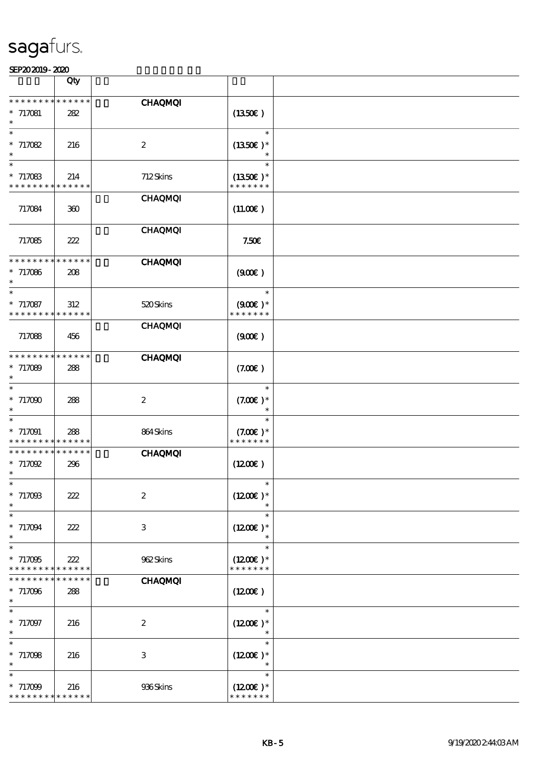# sagafurs.

SEP20 2019 - 2020

| | Qty | | | |
|---|---|---|---|---|
| * * * * * * * * * * * * * * | | CHAQMQI | | |
| * 717081 | 282 | | (13.50€ ) | |
| * | | | | |
| * | | | * | |
| * 717082 | 216 | 2 | (13.50€ )* | |
| * | | | * | |
| * | | | * | |
| * 717083 | 214 | 712 Skins | (13.50€ )* | |
| * * * * * * * * * * * * * * | | | * * * * * * * | |
| | | CHAQMQI | | |
| 717084 | 360 | | (11.00€ ) | |
| | | CHAQMQI | | |
| 717085 | 222 | | 7.50€ | |
| * * * * * * * * * * * * * * | | CHAQMQI | | |
| * 717086 | 208 | | (9.00€ ) | |
| * | | | | |
| * | | | * | |
| * 717087 | 312 | 520 Skins | (9.00€ )* | |
| * * * * * * * * * * * * * * | | | * * * * * * * | |
| | | CHAQMQI | | |
| 717088 | 456 | | (9.00€ ) | |
| * * * * * * * * * * * * * * | | CHAQMQI | | |
| * 717089 | 288 | | (7.00€ ) | |
| * | | | | |
| * | | | * | |
| * 717090 | 288 | 2 | (7.00€ )* | |
| * | | | * | |
| * | | | * | |
| * 717091 | 288 | 864 Skins | (7.00€ )* | |
| * * * * * * * * * * * * * * | | | * * * * * * * | |
| * * * * * * * * * * * * * * | | CHAQMQI | | |
| * 717092 | 296 | | (12.00€ ) | |
| * | | | | |
| * | | | * | |
| * 717093 | 222 | 2 | (12.00€ )* | |
| * | | | * | |
| * | | | * | |
| * 717094 | 222 | 3 | (12.00€ )* | |
| * | | | * | |
| * | | | * | |
| * 717095 | 222 | 962 Skins | (12.00€ )* | |
| * * * * * * * * * * * * * * | | | * * * * * * * | |
| * * * * * * * * * * * * * * | | CHAQMQI | | |
| * 717096 | 288 | | (12.00€ ) | |
| * | | | | |
| * | | | * | |
| * 717097 | 216 | 2 | (12.00€ )* | |
| * | | | * | |
| * | | | * | |
| * 717098 | 216 | 3 | (12.00€ )* | |
| * | | | * | |
| * | | | * | |
| * 717099 | 216 | 936 Skins | (12.00€ )* | |
| * * * * * * * * * * * * * * | | | * * * * * * * | |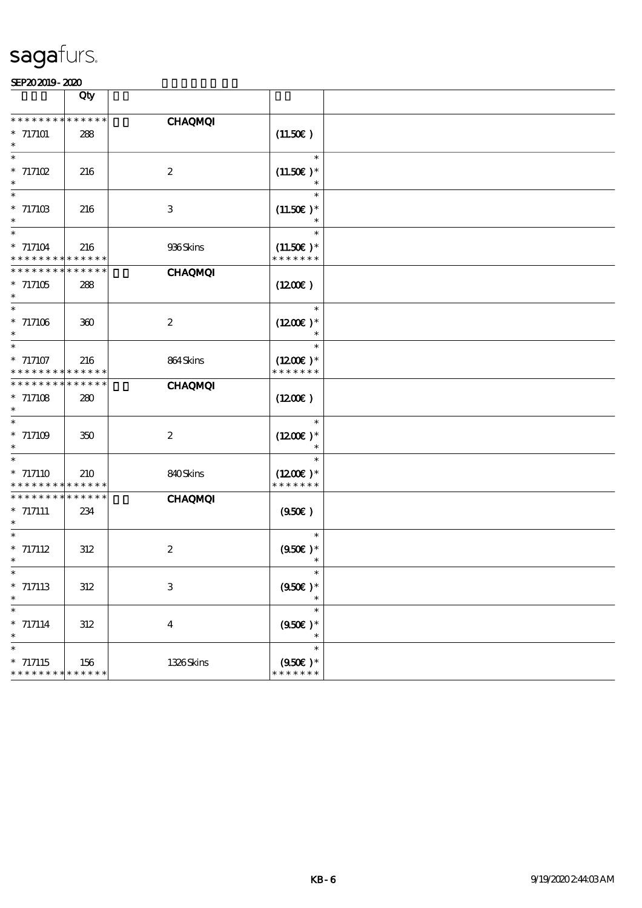sagafurs.

SEP20 2019 - 2020

| | Qty | | | |
|---|---|---|---|---|
| * * * * * * * * * * * * * * | | CHAQMQI | | |
| * 717101 | 288 | | (11.50€ ) | |
| * 717102 | 216 | 2 | (11.50€ )* | |
| * 717103 | 216 | 3 | (11.50€ )* | |
| * 717104 | 216 | 936 Skins | (11.50€ )* | |
| * * * * * * * * * * * * * * | | CHAQMQI | | |
| * 717105 | 288 | | (12.00€ ) | |
| * 717106 | 360 | 2 | (12.00€ )* | |
| * 717107 | 216 | 864 Skins | (12.00€ )* | |
| * * * * * * * * * * * * * * | | CHAQMQI | | |
| * 717108 | 280 | | (12.00€ ) | |
| * 717109 | 350 | 2 | (12.00€ )* | |
| * 717110 | 210 | 840 Skins | (12.00€ )* | |
| * * * * * * * * * * * * * * | | CHAQMQI | | |
| * 717111 | 234 | | (9.50€ ) | |
| * 717112 | 312 | 2 | (9.50€ )* | |
| * 717113 | 312 | 3 | (9.50€ )* | |
| * 717114 | 312 | 4 | (9.50€ )* | |
| * 717115 | 156 | 1326 Skins | (9.50€ )* | |

KB - 6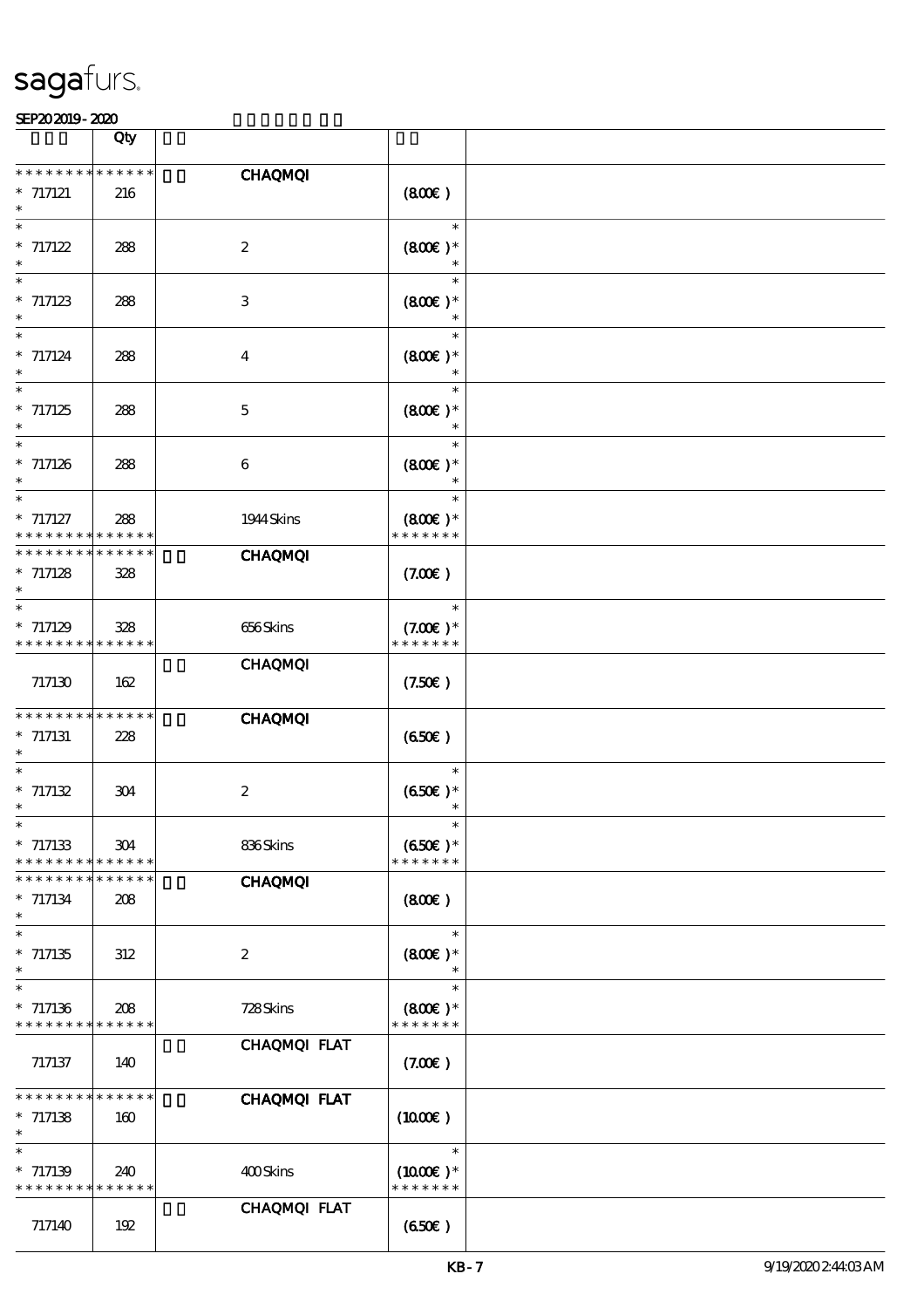sagafurs.

SEP20 2019 - 2020

| | Qty | | | |
|---|---|---|---|---|
| * * * * * * * * * * * * * * | | CHAQMQI | | |
| * 717121 | 216 | | (8.00€ ) | |
| * | | | | |
| * | | | * | |
| * 717122 | 288 | 2 | (8.00€ )* | |
| * | | | * | |
| * | | | * | |
| * 717123 | 288 | 3 | (8.00€ )* | |
| * | | | * | |
| * | | | * | |
| * 717124 | 288 | 4 | (8.00€ )* | |
| * | | | * | |
| * | | | * | |
| * 717125 | 288 | 5 | (8.00€ )* | |
| * | | | * | |
| * | | | * | |
| * 717126 | 288 | 6 | (8.00€ )* | |
| * | | | * | |
| * | | | * | |
| * 717127 | 288 | 1944 Skins | (8.00€ )* | |
| * * * * * * * * * * * * * * | | | * * * * * * * | |
| * * * * * * * * * * * * * * | | CHAQMQI | | |
| * 717128 | 328 | | (7.00€ ) | |
| * | | | | |
| * | | | * | |
| * 717129 | 328 | 656 Skins | (7.00€ )* | |
| * * * * * * * * * * * * * * | | | * * * * * * * | |
| | | CHAQMQI | | |
| 717130 | 162 | | (7.50€ ) | |
| * * * * * * * * * * * * * * | | CHAQMQI | | |
| * 717131 | 228 | | (6.50€ ) | |
| * | | | | |
| * | | | * | |
| * 717132 | 304 | 2 | (6.50€ )* | |
| * | | | * | |
| * | | | * | |
| * 717133 | 304 | 836 Skins | (6.50€ )* | |
| * * * * * * * * * * * * * * | | | * * * * * * * | |
| * * * * * * * * * * * * * * | | CHAQMQI | | |
| * 717134 | 208 | | (8.00€ ) | |
| * | | | | |
| * | | | * | |
| * 717135 | 312 | 2 | (8.00€ )* | |
| * | | | * | |
| * | | | * | |
| * 717136 | 208 | 728 Skins | (8.00€ )* | |
| * * * * * * * * * * * * * * | | | * * * * * * * | |
| | | CHAQMQI FLAT | | |
| 717137 | 140 | | (7.00€ ) | |
| * * * * * * * * * * * * * * | | CHAQMQI FLAT | | |
| * 717138 | 160 | | (10.00€ ) | |
| * | | | | |
| * | | | * | |
| * 717139 | 240 | 400 Skins | (10.00€ )* | |
| * * * * * * * * * * * * * * | | | * * * * * * * | |
| | | CHAQMQI FLAT | | |
| 717140 | 192 | | (6.50€ ) | |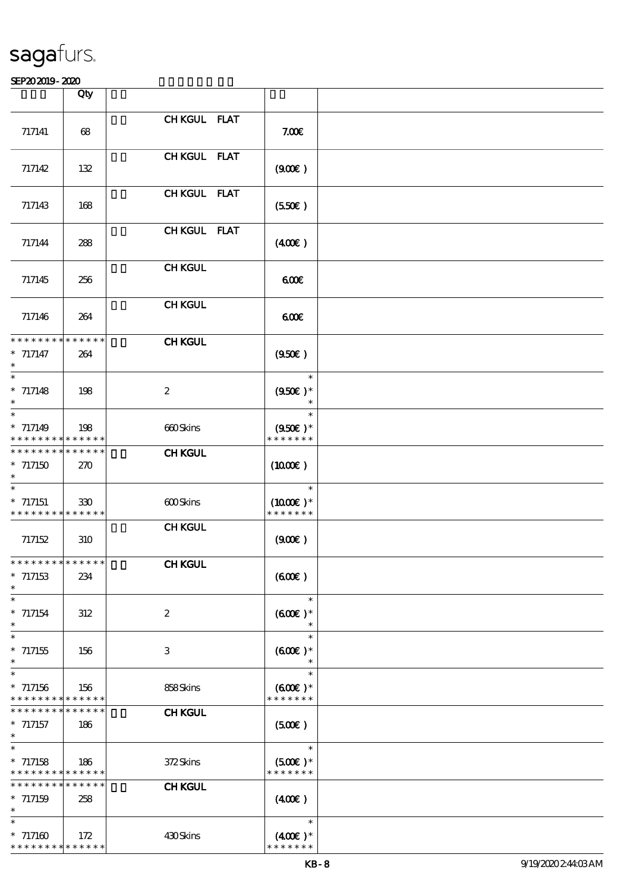# sagafurs.

SEP20 2019 - 2020

| | Qty | | | |
|---|---|---|---|---|
| 717141 | 68 | CH KGUL FLAT | 7.00€ | |
| 717142 | 132 | CH KGUL FLAT | (9.00€ ) | |
| 717143 | 168 | CH KGUL FLAT | (5.50€ ) | |
| 717144 | 288 | CH KGUL FLAT | (4.00€ ) | |
| 717145 | 256 | CH KGUL | 6.00€ | |
| 717146 | 264 | CH KGUL | 6.00€ | |
| * * * * * * * * * * * * * *<br>* 717147<br>* | 264 | **CH KGUL** | (9.50€ ) | |
| *<br>* 717148<br>* | 198 | 2 | *<br>(9.50€ )*<br>* | |
| *<br>* 717149<br>* * * * * * * * * * * * * * | 198 | 660 Skins | *<br>(9.50€ )*<br>* * * * * * * | |
| * * * * * * * * * * * * * *<br>* 717150<br>* | 270 | **CH KGUL** | (10.00€ ) | |
| *<br>* 717151<br>* * * * * * * * * * * * * * | 330 | 600 Skins | *<br>(10.00€ )*<br>* * * * * * * | |
| 717152 | 310 | CH KGUL | (9.00€ ) | |
| * * * * * * * * * * * * * *<br>* 717153<br>* | 234 | **CH KGUL** | (6.00€ ) | |
| *<br>* 717154<br>* | 312 | 2 | *<br>(6.00€ )*<br>* | |
| *<br>* 717155<br>* | 156 | 3 | *<br>(6.00€ )*<br>* | |
| *<br>* 717156<br>* * * * * * * * * * * * * * | 156 | 858 Skins | *<br>(6.00€ )*<br>* * * * * * * | |
| * * * * * * * * * * * * * *<br>* 717157<br>* | 186 | **CH KGUL** | (5.00€ ) | |
| *<br>* 717158<br>* * * * * * * * * * * * * * | 186 | 372 Skins | *<br>(5.00€ )*<br>* * * * * * * | |
| * * * * * * * * * * * * * *<br>* 717159<br>* | 258 | **CH KGUL** | (4.00€ ) | |
| *<br>* 717160<br>* * * * * * * * * * * * * * | 172 | 430 Skins | *<br>(4.00€ )*<br>* * * * * * * | |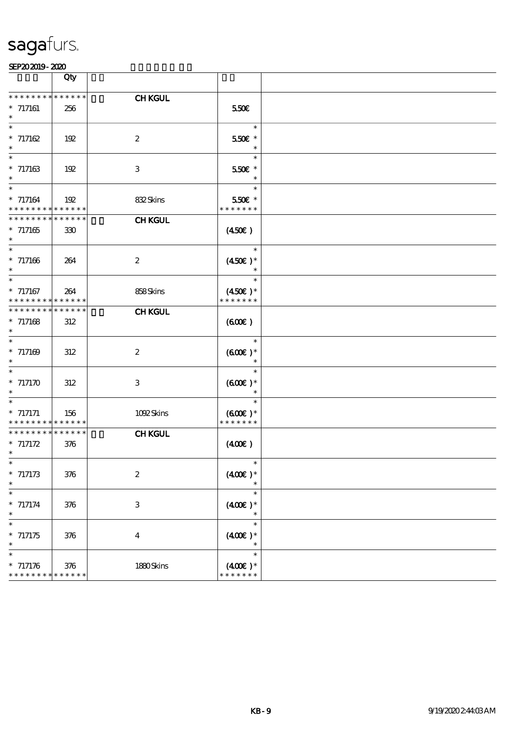sagafurs.

SEP20 2019 - 2020

| | Qty | | | |
|---|---|---|---|---|
| * * * * * * * * * * * * * * | | CH KGUL | | |
| * 717161 | 256 | | 5.50€ | |
| * 717162 | 192 | 2 | 5.50€ * | |
| * 717163 | 192 | 3 | 5.50€ * | |
| * 717164 | 192 | 832 Skins | 5.50€ * | |
| * * * * * * * * * * * * * * | | CH KGUL | | |
| * 717165 | 330 | | (4.50€ ) | |
| * 717166 | 264 | 2 | (4.50€ )* | |
| * 717167 | 264 | 858 Skins | (4.50€ )* | |
| * * * * * * * * * * * * * * | | CH KGUL | | |
| * 717168 | 312 | | (6.00€ ) | |
| * 717169 | 312 | 2 | (6.00€ )* | |
| * 717170 | 312 | 3 | (6.00€ )* | |
| * 717171 | 156 | 1092 Skins | (6.00€ )* | |
| * * * * * * * * * * * * * * | | CH KGUL | | |
| * 717172 | 376 | | (4.00€ ) | |
| * 717173 | 376 | 2 | (4.00€ )* | |
| * 717174 | 376 | 3 | (4.00€ )* | |
| * 717175 | 376 | 4 | (4.00€ )* | |
| * 717176 | 376 | 1880 Skins | (4.00€ )* | |

KB - 9 9/19/2020 2:44:03 AM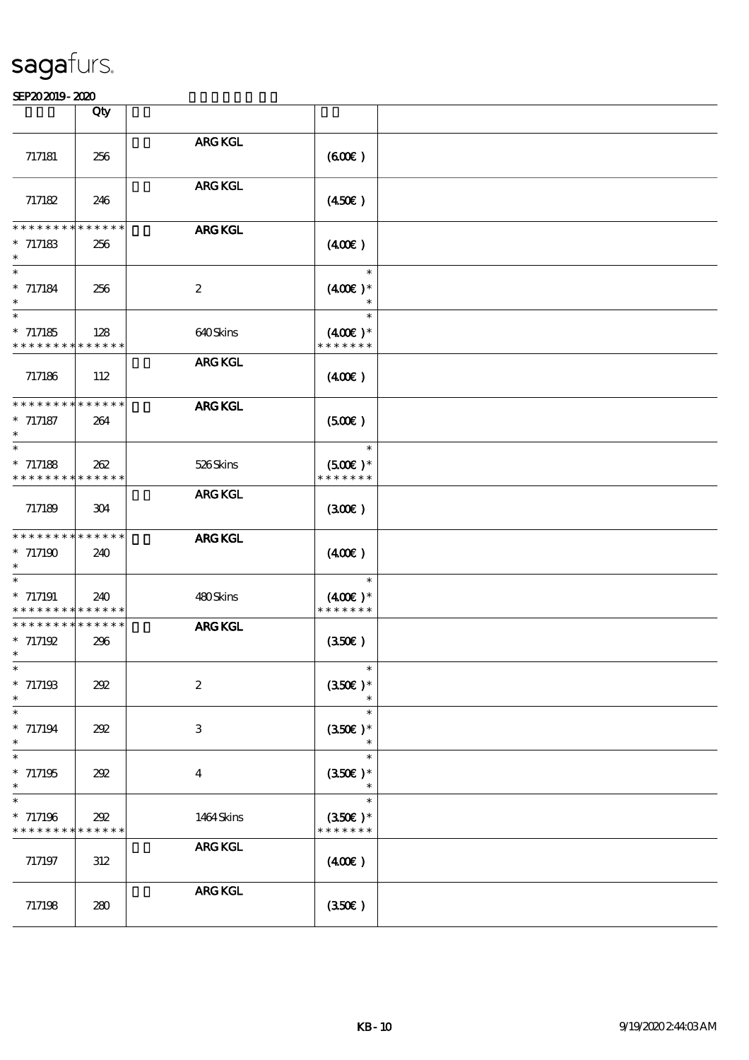sagafurs.

SEP20 2019 - 2020

| | Qty | | | |
|---|---|---|---|---|
| 717181 | 256 | ARG KGL | (6.00€) | |
| 717182 | 246 | ARG KGL | (4.50€) | |
| * * * * * * * * * * * * * *<br>* 717183<br>* | 256 | ARG KGL | (4.00€) | |
| *<br>* 717184<br>* | 256 | 2 | *<br>(4.00€) *<br>* | |
| *<br>* 717185<br>* * * * * * * * * * * * * * | 128 | 640 Skins | *<br>(4.00€) *<br>* * * * * * * | |
| 717186 | 112 | ARG KGL | (4.00€) | |
| * * * * * * * * * * * * * *<br>* 717187<br>* | 264 | ARG KGL | (5.00€) | |
| *<br>* 717188<br>* * * * * * * * * * * * * * | 262 | 526 Skins | *<br>(5.00€) *<br>* * * * * * * | |
| 717189 | 304 | ARG KGL | (3.00€) | |
| * * * * * * * * * * * * * *<br>* 717190<br>* | 240 | ARG KGL | (4.00€) | |
| *<br>* 717191<br>* * * * * * * * * * * * * * | 240 | 480 Skins | *<br>(4.00€) *<br>* * * * * * * | |
| * * * * * * * * * * * * * *<br>* 717192<br>* | 296 | ARG KGL | (3.50€) | |
| *<br>* 717193<br>* | 292 | 2 | *<br>(3.50€) *<br>* | |
| *<br>* 717194<br>* | 292 | 3 | *<br>(3.50€) *<br>* | |
| *<br>* 717195<br>* | 292 | 4 | *<br>(3.50€) *<br>* | |
| *<br>* 717196<br>* * * * * * * * * * * * * * | 292 | 1464 Skins | *<br>(3.50€) *<br>* * * * * * * | |
| 717197 | 312 | ARG KGL | (4.00€) | |
| 717198 | 280 | ARG KGL | (3.50€) | |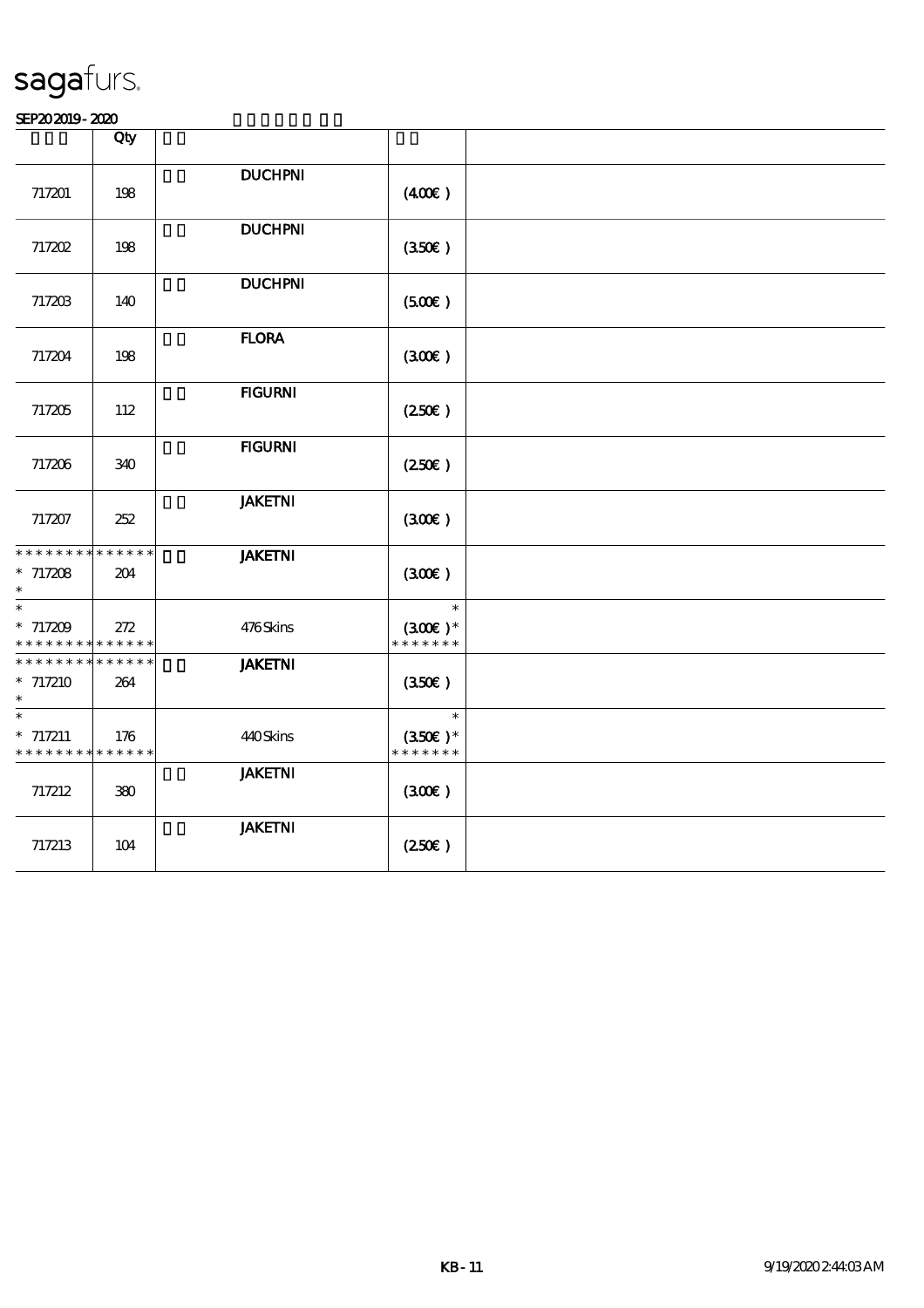# sagafurs.

SEP20 2019 - 2020

| | Qty | | |
|---|---|---|---|
| 717201 | 198 | DUCHPNI | (400€ ) |
| 717202 | 198 | DUCHPNI | (350€ ) |
| 717203 | 140 | DUCHPNI | (500€ ) |
| 717204 | 198 | FLORA | (300€ ) |
| 717205 | 112 | FIGURNI | (250€ ) |
| 717206 | 340 | FIGURNI | (250€ ) |
| 717207 | 252 | JAKETNI | (300€ ) |
| * 717208 | 204 | JAKETNI | (300€ ) |
| * 717209 | 272 | 476 Skins | (300€ )* |
| * 717210 | 264 | JAKETNI | (350€ ) |
| * 717211 | 176 | 440 Skins | (350€ )* |
| 717212 | 380 | JAKETNI | (300€ ) |
| 717213 | 104 | JAKETNI | (250€ ) |

KB - 11

9/19/2020 2:44:03 AM